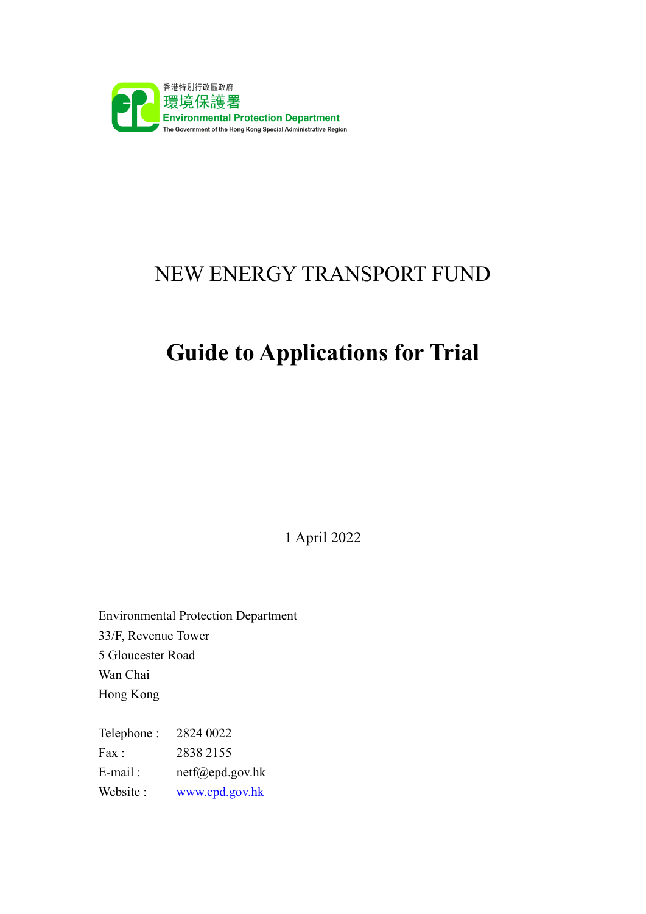香港特別行政區政府
環境保護署
Environmental Protection Department
The Government of the Hong Kong Special Administrative Region

# NEW ENERGY TRANSPORT FUND

# **Guide to Applications for Trial**

1 April 2022

Environmental Protection Department
33/F, Revenue Tower
5 Gloucester Road
Wan Chai
Hong Kong

| | |
|---|---|
| Telephone : | 2824 0022 |
| Fax : | 2838 2155 |
| E-mail : | netf@epd.gov.hk |
| Website : | www.epd.gov.hk |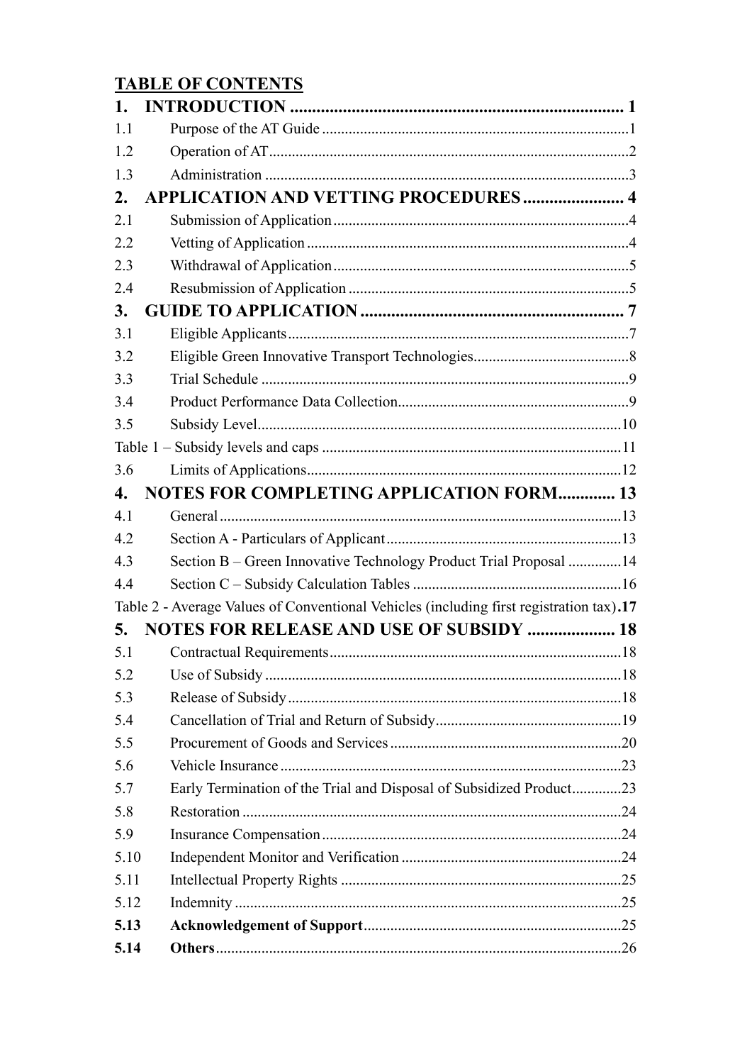## TABLE OF CONTENTS

| | | |
|---|---|---|
| **1.** | **INTRODUCTION** | **1** |
| 1.1 | Purpose of the AT Guide | 1 |
| 1.2 | Operation of AT | 2 |
| 1.3 | Administration | 3 |
| **2.** | **APPLICATION AND VETTING PROCEDURES** | **4** |
| 2.1 | Submission of Application | 4 |
| 2.2 | Vetting of Application | 4 |
| 2.3 | Withdrawal of Application | 5 |
| 2.4 | Resubmission of Application | 5 |
| **3.** | **GUIDE TO APPLICATION** | **7** |
| 3.1 | Eligible Applicants | 7 |
| 3.2 | Eligible Green Innovative Transport Technologies | 8 |
| 3.3 | Trial Schedule | 9 |
| 3.4 | Product Performance Data Collection | 9 |
| 3.5 | Subsidy Level | 10 |
| Table 1 – Subsidy levels and caps | | 11 |
| 3.6 | Limits of Applications | 12 |
| **4.** | **NOTES FOR COMPLETING APPLICATION FORM** | **13** |
| 4.1 | General | 13 |
| 4.2 | Section A - Particulars of Applicant | 13 |
| 4.3 | Section B – Green Innovative Technology Product Trial Proposal | 14 |
| 4.4 | Section C – Subsidy Calculation Tables | 16 |
| Table 2 - Average Values of Conventional Vehicles (including first registration tax) | | **17** |
| **5.** | **NOTES FOR RELEASE AND USE OF SUBSIDY** | **18** |
| 5.1 | Contractual Requirements | 18 |
| 5.2 | Use of Subsidy | 18 |
| 5.3 | Release of Subsidy | 18 |
| 5.4 | Cancellation of Trial and Return of Subsidy | 19 |
| 5.5 | Procurement of Goods and Services | 20 |
| 5.6 | Vehicle Insurance | 23 |
| 5.7 | Early Termination of the Trial and Disposal of Subsidized Product | 23 |
| 5.8 | Restoration | 24 |
| 5.9 | Insurance Compensation | 24 |
| 5.10 | Independent Monitor and Verification | 24 |
| 5.11 | Intellectual Property Rights | 25 |
| 5.12 | Indemnity | 25 |
| **5.13** | **Acknowledgement of Support** | 25 |
| **5.14** | **Others** | 26 |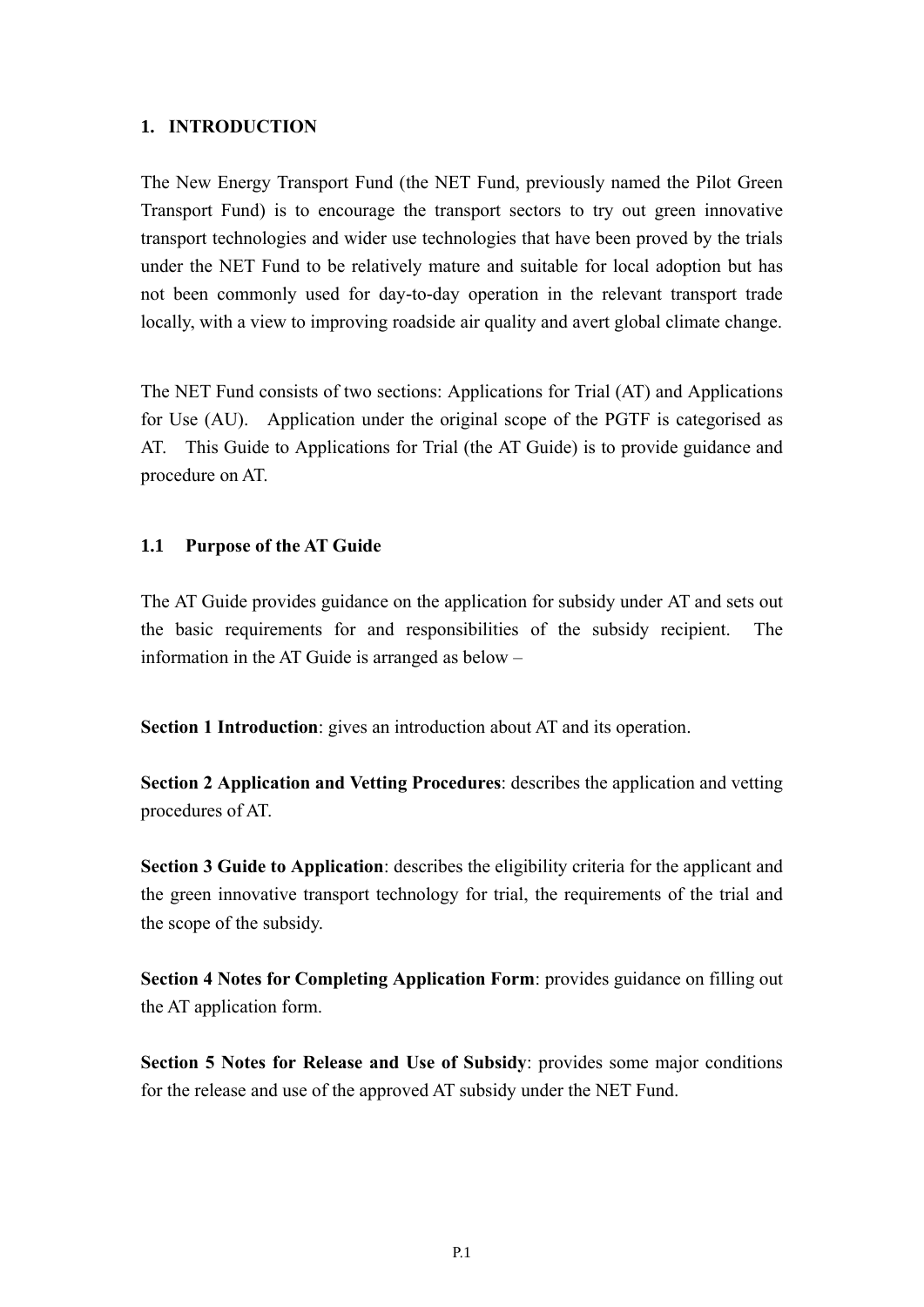# 1. INTRODUCTION

The New Energy Transport Fund (the NET Fund, previously named the Pilot Green Transport Fund) is to encourage the transport sectors to try out green innovative transport technologies and wider use technologies that have been proved by the trials under the NET Fund to be relatively mature and suitable for local adoption but has not been commonly used for day-to-day operation in the relevant transport trade locally, with a view to improving roadside air quality and avert global climate change.

The NET Fund consists of two sections: Applications for Trial (AT) and Applications for Use (AU). Application under the original scope of the PGTF is categorised as AT. This Guide to Applications for Trial (the AT Guide) is to provide guidance and procedure on AT.

## 1.1 Purpose of the AT Guide

The AT Guide provides guidance on the application for subsidy under AT and sets out the basic requirements for and responsibilities of the subsidy recipient. The information in the AT Guide is arranged as below –

**Section 1 Introduction**: gives an introduction about AT and its operation.

**Section 2 Application and Vetting Procedures**: describes the application and vetting procedures of AT.

**Section 3 Guide to Application**: describes the eligibility criteria for the applicant and the green innovative transport technology for trial, the requirements of the trial and the scope of the subsidy.

**Section 4 Notes for Completing Application Form**: provides guidance on filling out the AT application form.

**Section 5 Notes for Release and Use of Subsidy**: provides some major conditions for the release and use of the approved AT subsidy under the NET Fund.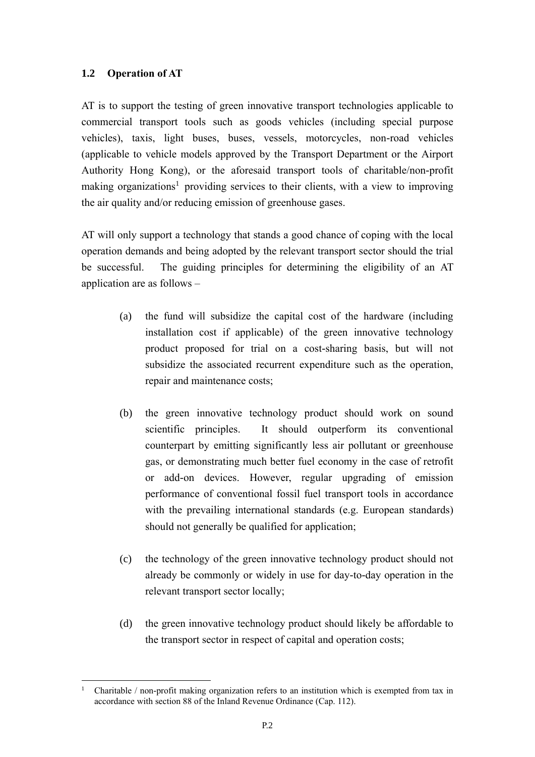### 1.2 Operation of AT

AT is to support the testing of green innovative transport technologies applicable to commercial transport tools such as goods vehicles (including special purpose vehicles), taxis, light buses, buses, vessels, motorcycles, non-road vehicles (applicable to vehicle models approved by the Transport Department or the Airport Authority Hong Kong), or the aforesaid transport tools of charitable/non-profit making organizations[1] providing services to their clients, with a view to improving the air quality and/or reducing emission of greenhouse gases.

AT will only support a technology that stands a good chance of coping with the local operation demands and being adopted by the relevant transport sector should the trial be successful. The guiding principles for determining the eligibility of an AT application are as follows –

(a) the fund will subsidize the capital cost of the hardware (including installation cost if applicable) of the green innovative technology product proposed for trial on a cost-sharing basis, but will not subsidize the associated recurrent expenditure such as the operation, repair and maintenance costs;

(b) the green innovative technology product should work on sound scientific principles. It should outperform its conventional counterpart by emitting significantly less air pollutant or greenhouse gas, or demonstrating much better fuel economy in the case of retrofit or add-on devices. However, regular upgrading of emission performance of conventional fossil fuel transport tools in accordance with the prevailing international standards (e.g. European standards) should not generally be qualified for application;

(c) the technology of the green innovative technology product should not already be commonly or widely in use for day-to-day operation in the relevant transport sector locally;

(d) the green innovative technology product should likely be affordable to the transport sector in respect of capital and operation costs;

---

[1] Charitable / non-profit making organization refers to an institution which is exempted from tax in accordance with section 88 of the Inland Revenue Ordinance (Cap. 112).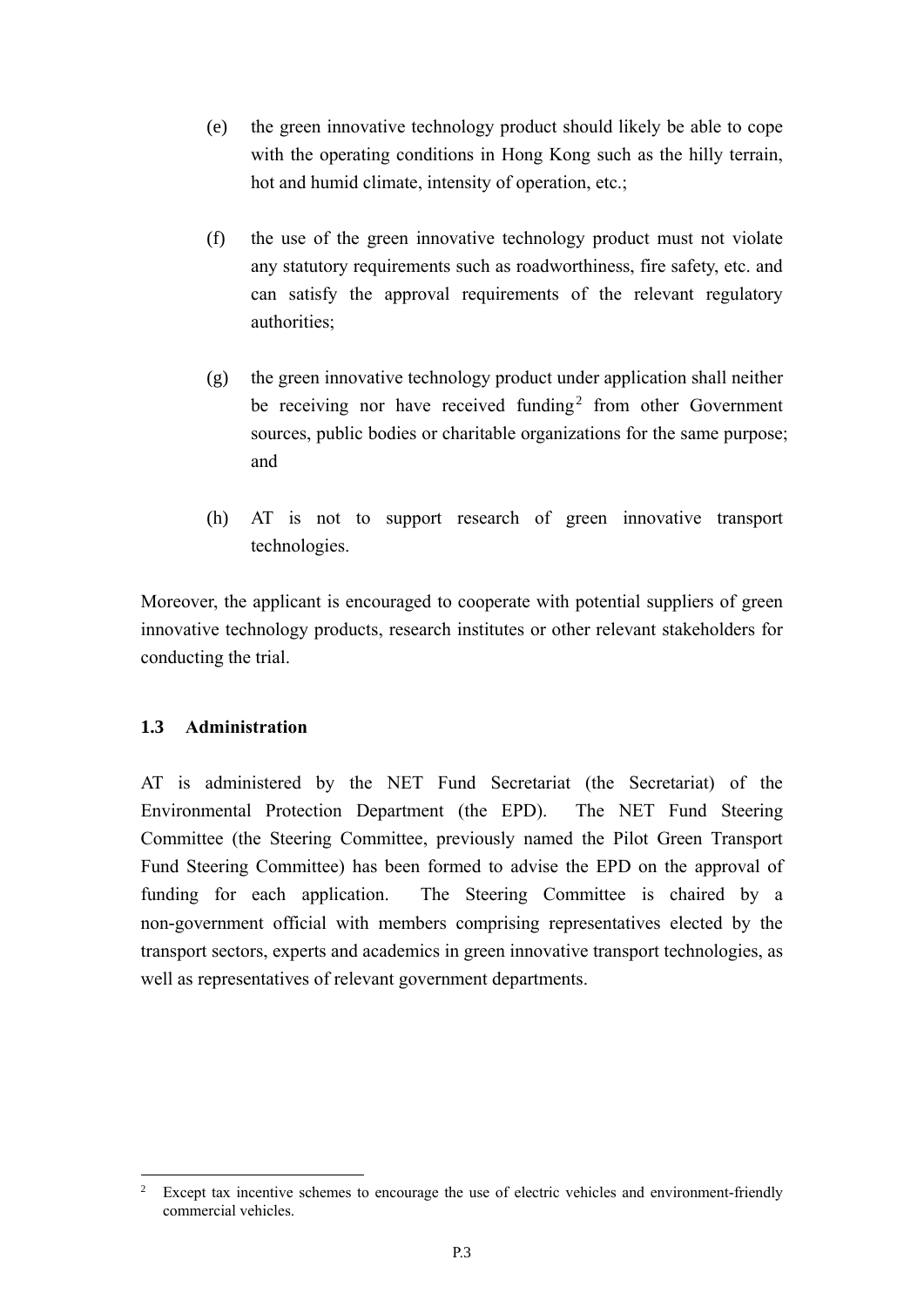(e) the green innovative technology product should likely be able to cope with the operating conditions in Hong Kong such as the hilly terrain, hot and humid climate, intensity of operation, etc.;

(f) the use of the green innovative technology product must not violate any statutory requirements such as roadworthiness, fire safety, etc. and can satisfy the approval requirements of the relevant regulatory authorities;

(g) the green innovative technology product under application shall neither be receiving nor have received funding[2] from other Government sources, public bodies or charitable organizations for the same purpose; and

(h) AT is not to support research of green innovative transport technologies.

Moreover, the applicant is encouraged to cooperate with potential suppliers of green innovative technology products, research institutes or other relevant stakeholders for conducting the trial.

### 1.3 Administration

AT is administered by the NET Fund Secretariat (the Secretariat) of the Environmental Protection Department (the EPD). The NET Fund Steering Committee (the Steering Committee, previously named the Pilot Green Transport Fund Steering Committee) has been formed to advise the EPD on the approval of funding for each application. The Steering Committee is chaired by a non-government official with members comprising representatives elected by the transport sectors, experts and academics in green innovative transport technologies, as well as representatives of relevant government departments.

---

[2] Except tax incentive schemes to encourage the use of electric vehicles and environment-friendly commercial vehicles.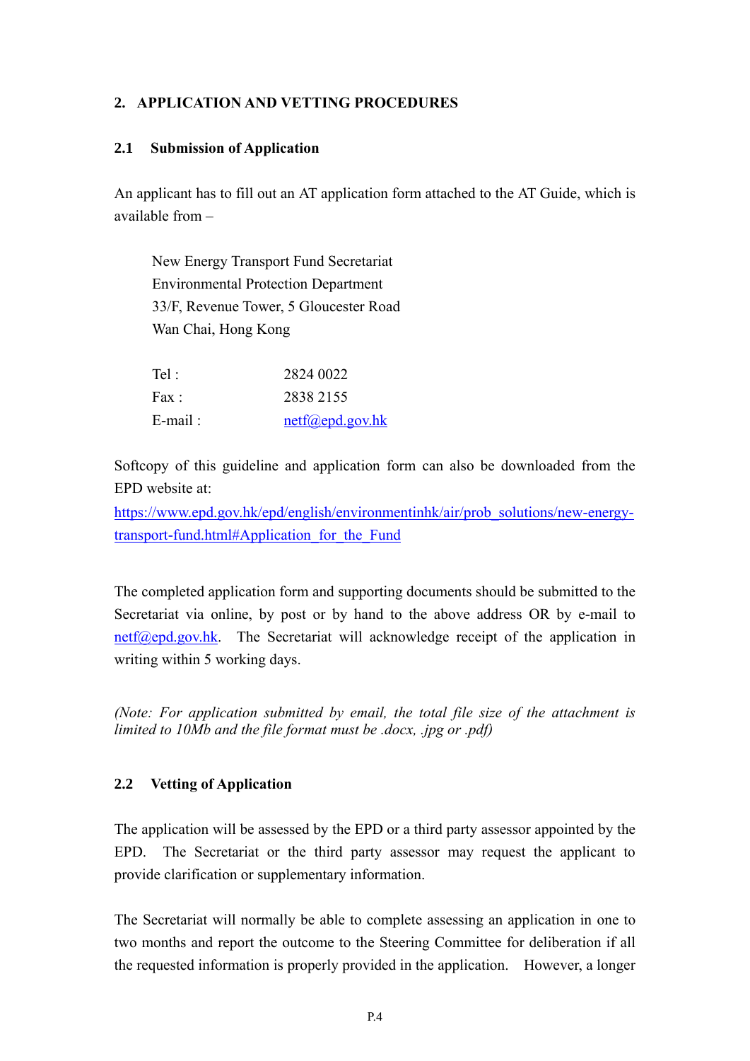## 2. APPLICATION AND VETTING PROCEDURES

### 2.1 Submission of Application

An applicant has to fill out an AT application form attached to the AT Guide, which is available from –

New Energy Transport Fund Secretariat
Environmental Protection Department
33/F, Revenue Tower, 5 Gloucester Road
Wan Chai, Hong Kong

| | |
|---|---|
| Tel : | 2824 0022 |
| Fax : | 2838 2155 |
| E-mail : | netf@epd.gov.hk |

Softcopy of this guideline and application form can also be downloaded from the EPD website at:
https://www.epd.gov.hk/epd/english/environmentinhk/air/prob_solutions/new-energy-transport-fund.html#Application_for_the_Fund

The completed application form and supporting documents should be submitted to the Secretariat via online, by post or by hand to the above address OR by e-mail to netf@epd.gov.hk. The Secretariat will acknowledge receipt of the application in writing within 5 working days.

*(Note: For application submitted by email, the total file size of the attachment is limited to 10Mb and the file format must be .docx, .jpg or .pdf)*

### 2.2 Vetting of Application

The application will be assessed by the EPD or a third party assessor appointed by the EPD. The Secretariat or the third party assessor may request the applicant to provide clarification or supplementary information.

The Secretariat will normally be able to complete assessing an application in one to two months and report the outcome to the Steering Committee for deliberation if all the requested information is properly provided in the application. However, a longer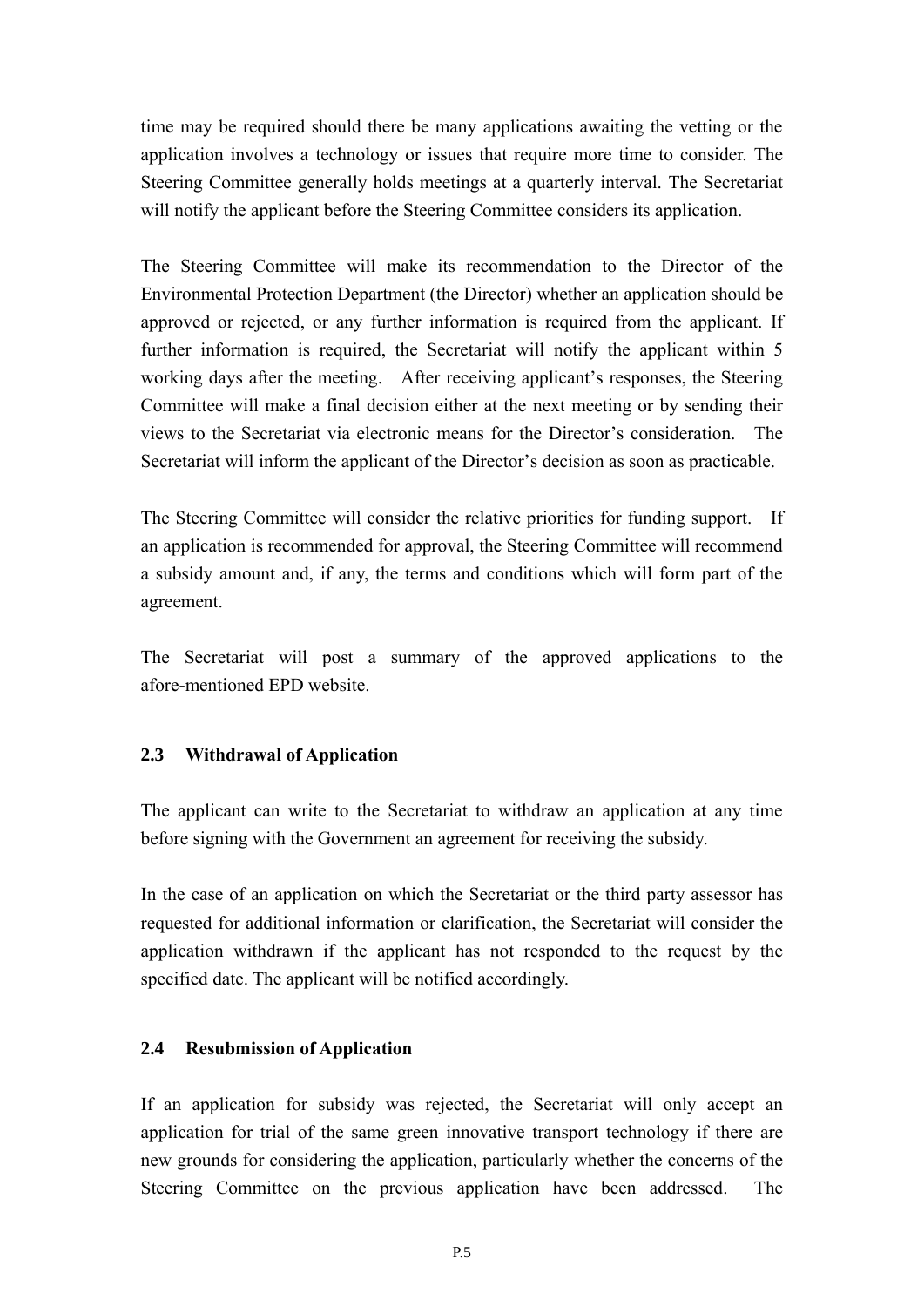time may be required should there be many applications awaiting the vetting or the application involves a technology or issues that require more time to consider. The Steering Committee generally holds meetings at a quarterly interval. The Secretariat will notify the applicant before the Steering Committee considers its application.

The Steering Committee will make its recommendation to the Director of the Environmental Protection Department (the Director) whether an application should be approved or rejected, or any further information is required from the applicant. If further information is required, the Secretariat will notify the applicant within 5 working days after the meeting. After receiving applicant's responses, the Steering Committee will make a final decision either at the next meeting or by sending their views to the Secretariat via electronic means for the Director's consideration. The Secretariat will inform the applicant of the Director's decision as soon as practicable.

The Steering Committee will consider the relative priorities for funding support. If an application is recommended for approval, the Steering Committee will recommend a subsidy amount and, if any, the terms and conditions which will form part of the agreement.

The Secretariat will post a summary of the approved applications to the afore-mentioned EPD website.

### 2.3 Withdrawal of Application

The applicant can write to the Secretariat to withdraw an application at any time before signing with the Government an agreement for receiving the subsidy.

In the case of an application on which the Secretariat or the third party assessor has requested for additional information or clarification, the Secretariat will consider the application withdrawn if the applicant has not responded to the request by the specified date. The applicant will be notified accordingly.

### 2.4 Resubmission of Application

If an application for subsidy was rejected, the Secretariat will only accept an application for trial of the same green innovative transport technology if there are new grounds for considering the application, particularly whether the concerns of the Steering Committee on the previous application have been addressed. The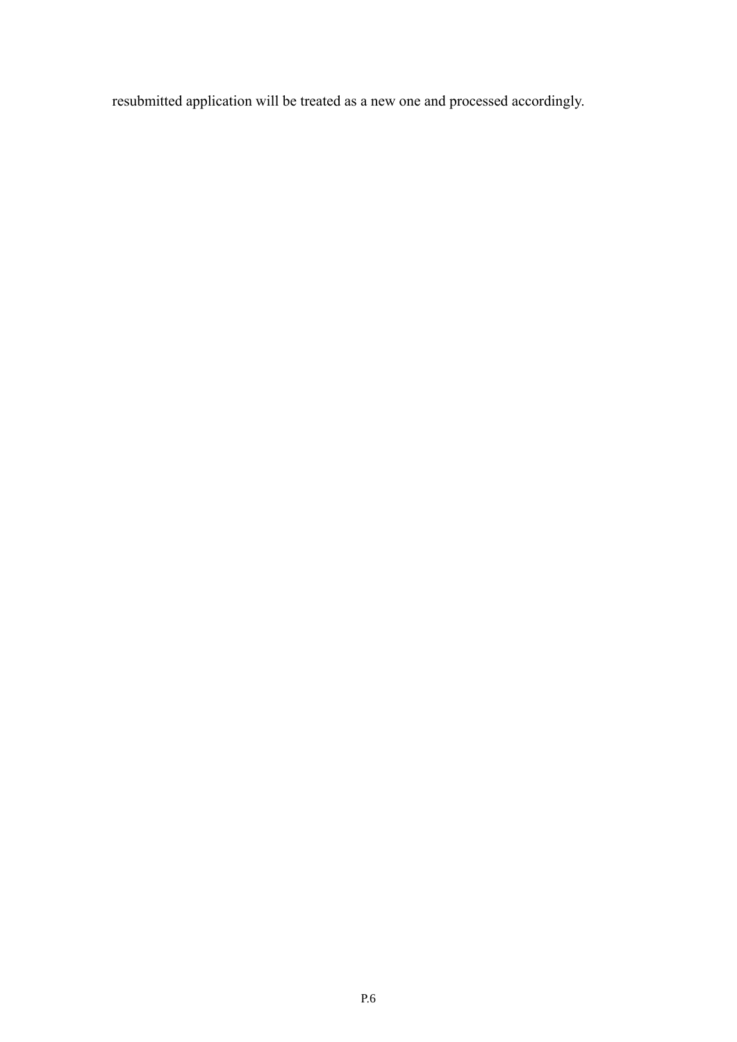resubmitted application will be treated as a new one and processed accordingly.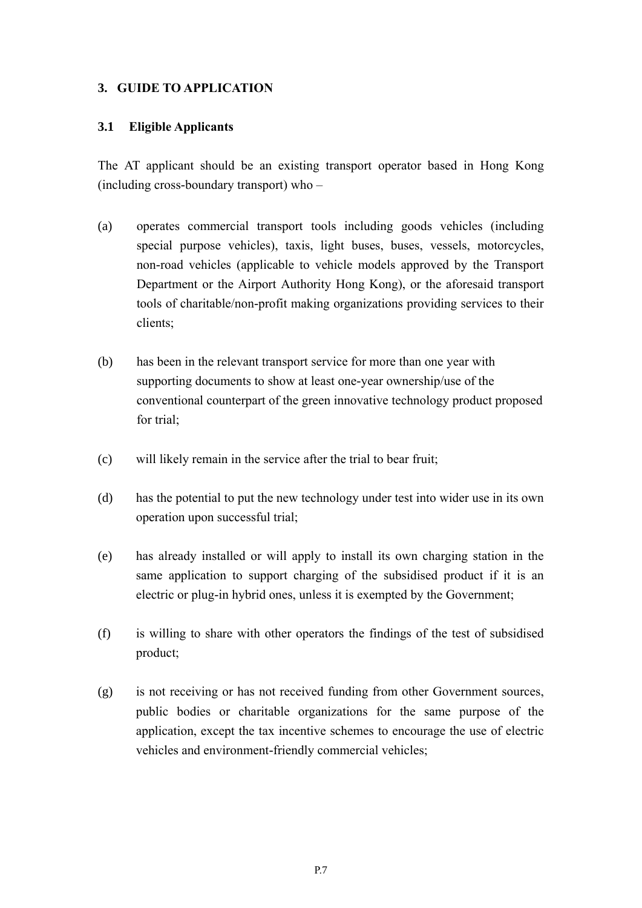## 3. GUIDE TO APPLICATION

### 3.1 Eligible Applicants

The AT applicant should be an existing transport operator based in Hong Kong (including cross-boundary transport) who –

(a) operates commercial transport tools including goods vehicles (including special purpose vehicles), taxis, light buses, buses, vessels, motorcycles, non-road vehicles (applicable to vehicle models approved by the Transport Department or the Airport Authority Hong Kong), or the aforesaid transport tools of charitable/non-profit making organizations providing services to their clients;

(b) has been in the relevant transport service for more than one year with supporting documents to show at least one-year ownership/use of the conventional counterpart of the green innovative technology product proposed for trial;

(c) will likely remain in the service after the trial to bear fruit;

(d) has the potential to put the new technology under test into wider use in its own operation upon successful trial;

(e) has already installed or will apply to install its own charging station in the same application to support charging of the subsidised product if it is an electric or plug-in hybrid ones, unless it is exempted by the Government;

(f) is willing to share with other operators the findings of the test of subsidised product;

(g) is not receiving or has not received funding from other Government sources, public bodies or charitable organizations for the same purpose of the application, except the tax incentive schemes to encourage the use of electric vehicles and environment-friendly commercial vehicles;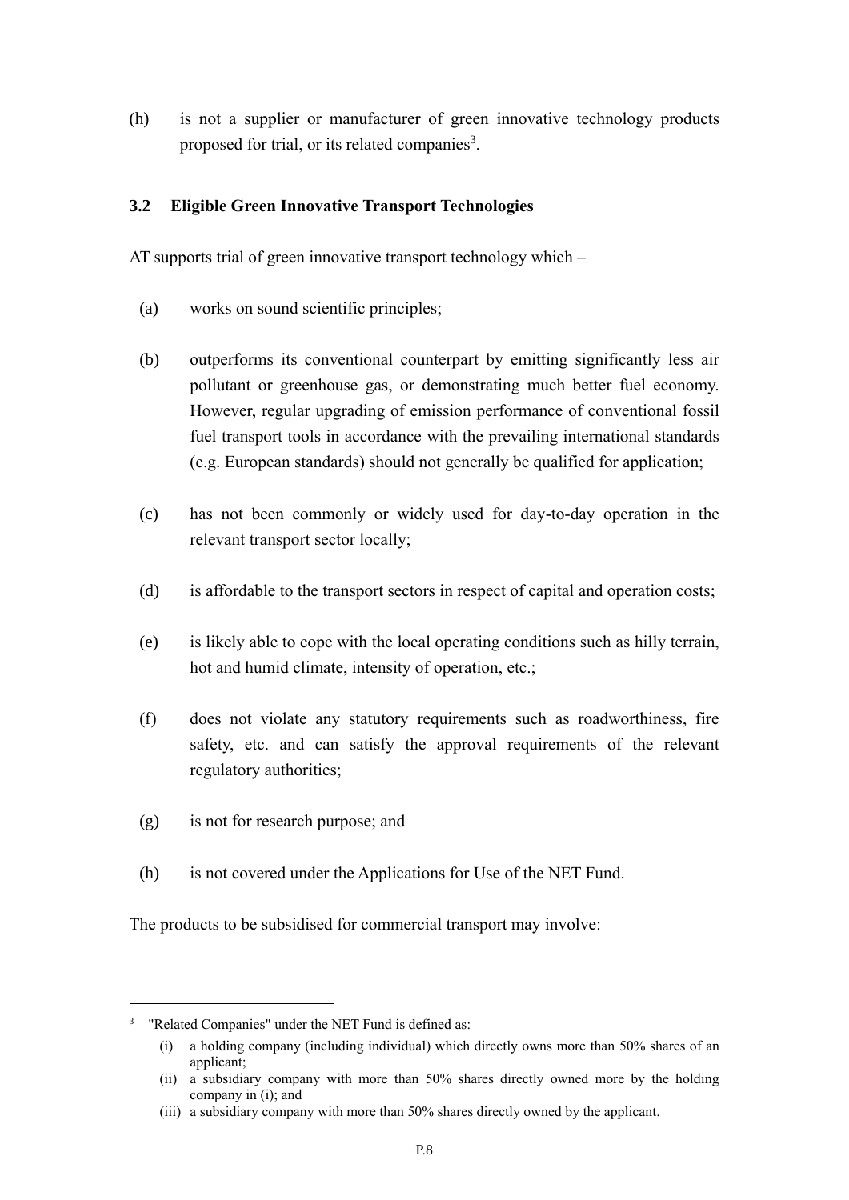(h) is not a supplier or manufacturer of green innovative technology products proposed for trial, or its related companies[3].

### 3.2 Eligible Green Innovative Transport Technologies

AT supports trial of green innovative transport technology which –

(a) works on sound scientific principles;

(b) outperforms its conventional counterpart by emitting significantly less air pollutant or greenhouse gas, or demonstrating much better fuel economy. However, regular upgrading of emission performance of conventional fossil fuel transport tools in accordance with the prevailing international standards (e.g. European standards) should not generally be qualified for application;

(c) has not been commonly or widely used for day-to-day operation in the relevant transport sector locally;

(d) is affordable to the transport sectors in respect of capital and operation costs;

(e) is likely able to cope with the local operating conditions such as hilly terrain, hot and humid climate, intensity of operation, etc.;

(f) does not violate any statutory requirements such as roadworthiness, fire safety, etc. and can satisfy the approval requirements of the relevant regulatory authorities;

(g) is not for research purpose; and

(h) is not covered under the Applications for Use of the NET Fund.

The products to be subsidised for commercial transport may involve:

---

[3] "Related Companies" under the NET Fund is defined as:

(i) a holding company (including individual) which directly owns more than 50% shares of an applicant;

(ii) a subsidiary company with more than 50% shares directly owned more by the holding company in (i); and

(iii) a subsidiary company with more than 50% shares directly owned by the applicant.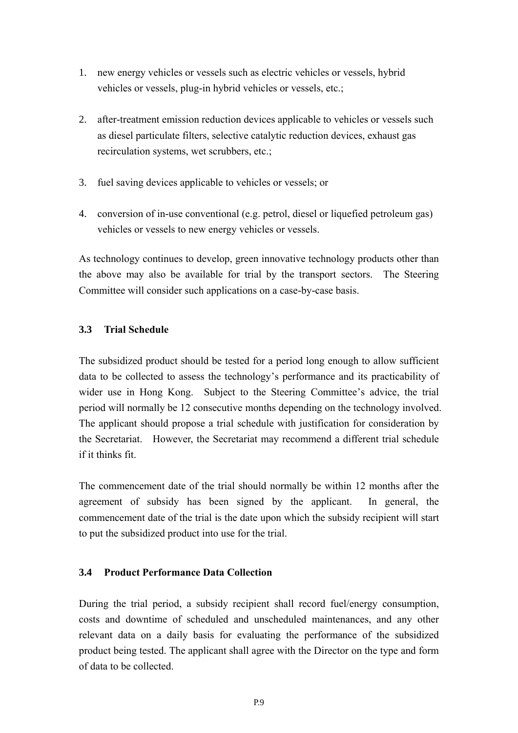1. new energy vehicles or vessels such as electric vehicles or vessels, hybrid vehicles or vessels, plug-in hybrid vehicles or vessels, etc.;

2. after-treatment emission reduction devices applicable to vehicles or vessels such as diesel particulate filters, selective catalytic reduction devices, exhaust gas recirculation systems, wet scrubbers, etc.;

3. fuel saving devices applicable to vehicles or vessels; or

4. conversion of in-use conventional (e.g. petrol, diesel or liquefied petroleum gas) vehicles or vessels to new energy vehicles or vessels.

As technology continues to develop, green innovative technology products other than the above may also be available for trial by the transport sectors. The Steering Committee will consider such applications on a case-by-case basis.

### 3.3 Trial Schedule

The subsidized product should be tested for a period long enough to allow sufficient data to be collected to assess the technology's performance and its practicability of wider use in Hong Kong. Subject to the Steering Committee's advice, the trial period will normally be 12 consecutive months depending on the technology involved. The applicant should propose a trial schedule with justification for consideration by the Secretariat. However, the Secretariat may recommend a different trial schedule if it thinks fit.

The commencement date of the trial should normally be within 12 months after the agreement of subsidy has been signed by the applicant. In general, the commencement date of the trial is the date upon which the subsidy recipient will start to put the subsidized product into use for the trial.

### 3.4 Product Performance Data Collection

During the trial period, a subsidy recipient shall record fuel/energy consumption, costs and downtime of scheduled and unscheduled maintenances, and any other relevant data on a daily basis for evaluating the performance of the subsidized product being tested. The applicant shall agree with the Director on the type and form of data to be collected.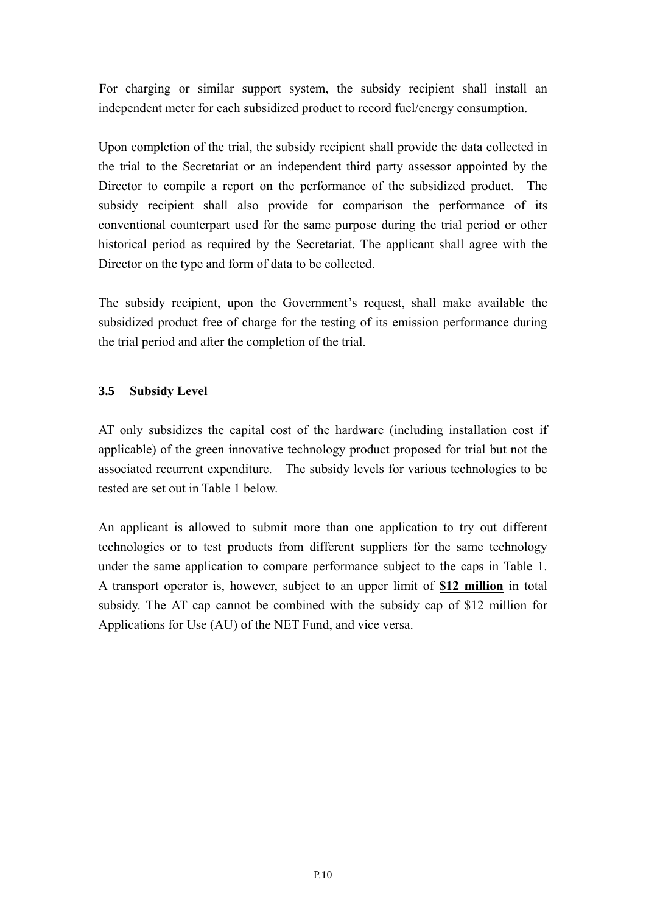For charging or similar support system, the subsidy recipient shall install an independent meter for each subsidized product to record fuel/energy consumption.

Upon completion of the trial, the subsidy recipient shall provide the data collected in the trial to the Secretariat or an independent third party assessor appointed by the Director to compile a report on the performance of the subsidized product. The subsidy recipient shall also provide for comparison the performance of its conventional counterpart used for the same purpose during the trial period or other historical period as required by the Secretariat. The applicant shall agree with the Director on the type and form of data to be collected.

The subsidy recipient, upon the Government's request, shall make available the subsidized product free of charge for the testing of its emission performance during the trial period and after the completion of the trial.

### 3.5 Subsidy Level

AT only subsidizes the capital cost of the hardware (including installation cost if applicable) of the green innovative technology product proposed for trial but not the associated recurrent expenditure. The subsidy levels for various technologies to be tested are set out in Table 1 below.

An applicant is allowed to submit more than one application to try out different technologies or to test products from different suppliers for the same technology under the same application to compare performance subject to the caps in Table 1. A transport operator is, however, subject to an upper limit of **$12 million** in total subsidy. The AT cap cannot be combined with the subsidy cap of $12 million for Applications for Use (AU) of the NET Fund, and vice versa.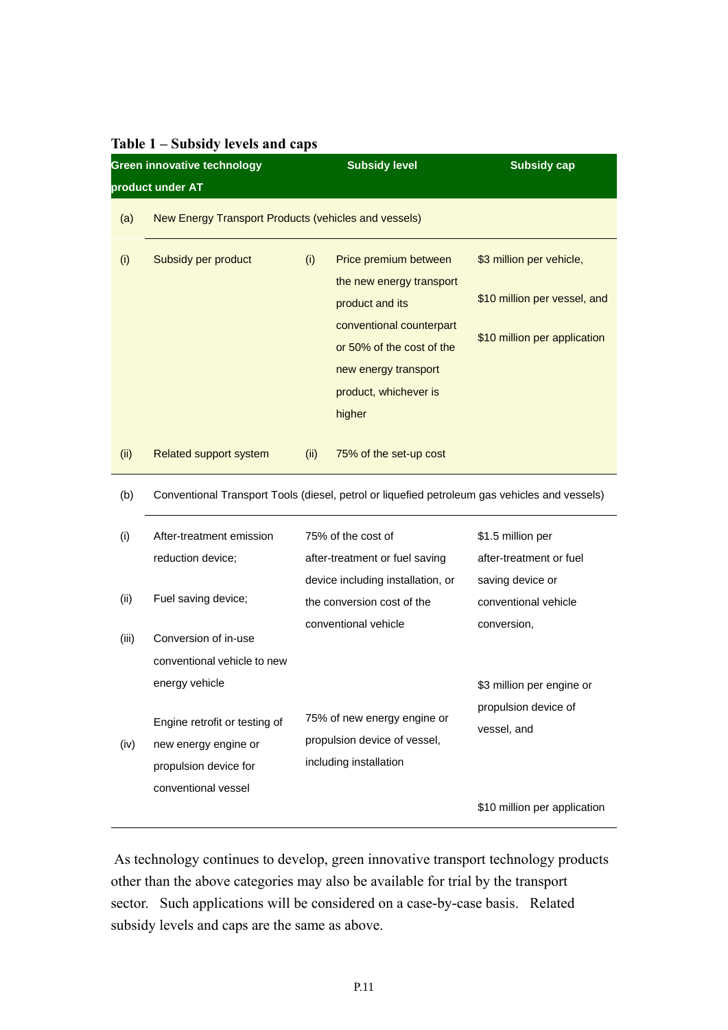**Table 1 – Subsidy levels and caps**

| Green innovative technology product under AT | | Subsidy level | Subsidy cap |
|---|---|---|---|
| (a) | New Energy Transport Products (vehicles and vessels) | | |
| (i) | Subsidy per product | (i) Price premium between the new energy transport product and its conventional counterpart or 50% of the cost of the new energy transport product, whichever is higher | $3 million per vehicle, $10 million per vessel, and $10 million per application |
| (ii) | Related support system | (ii) 75% of the set-up cost | |
| (b) | Conventional Transport Tools (diesel, petrol or liquefied petroleum gas vehicles and vessels) | | |
| (i) | After-treatment emission reduction device; | 75% of the cost of after-treatment or fuel saving device including installation, or the conversion cost of the conventional vehicle | $1.5 million per after-treatment or fuel saving device or conventional vehicle conversion, |
| (ii) | Fuel saving device; | | |
| (iii) | Conversion of in-use conventional vehicle to new energy vehicle | | |
| (iv) | Engine retrofit or testing of new energy engine or propulsion device for conventional vessel | 75% of new energy engine or propulsion device of vessel, including installation | $3 million per engine or propulsion device of vessel, and $10 million per application |

As technology continues to develop, green innovative transport technology products other than the above categories may also be available for trial by the transport sector. Such applications will be considered on a case-by-case basis. Related subsidy levels and caps are the same as above.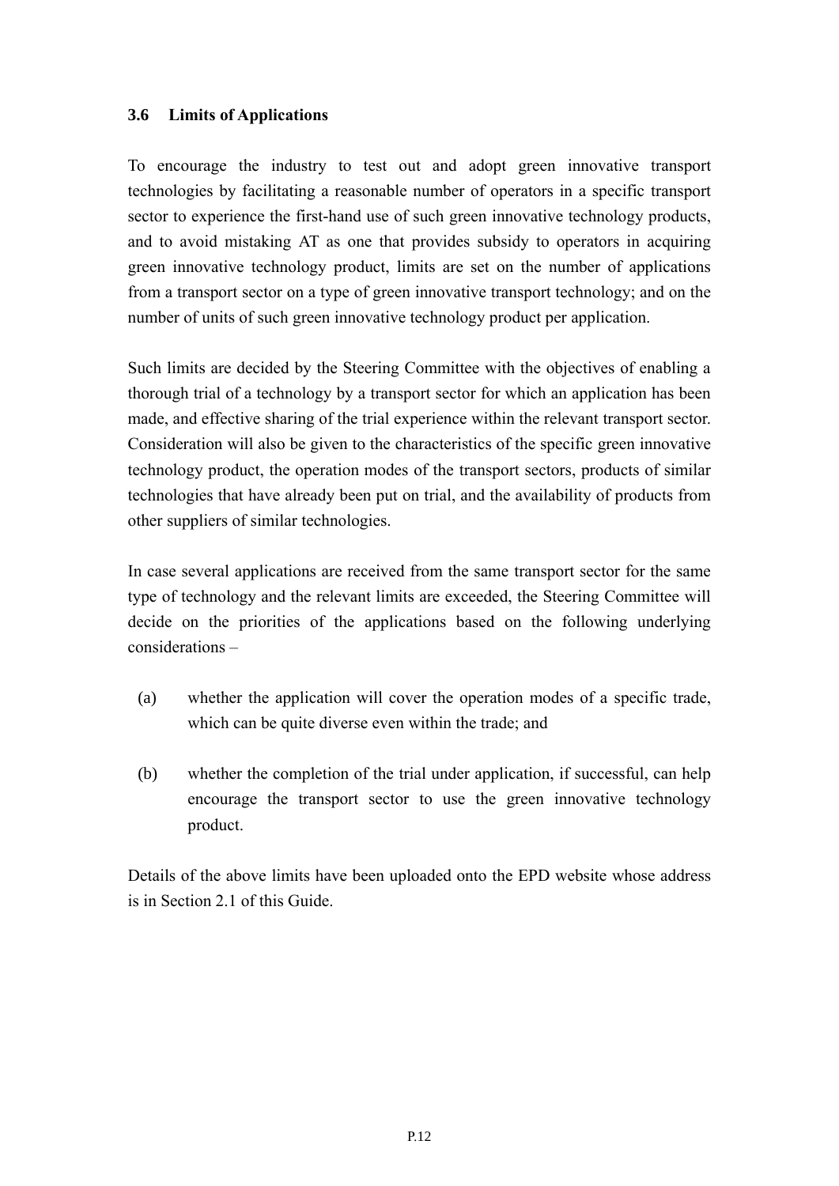### 3.6 Limits of Applications

To encourage the industry to test out and adopt green innovative transport technologies by facilitating a reasonable number of operators in a specific transport sector to experience the first-hand use of such green innovative technology products, and to avoid mistaking AT as one that provides subsidy to operators in acquiring green innovative technology product, limits are set on the number of applications from a transport sector on a type of green innovative transport technology; and on the number of units of such green innovative technology product per application.

Such limits are decided by the Steering Committee with the objectives of enabling a thorough trial of a technology by a transport sector for which an application has been made, and effective sharing of the trial experience within the relevant transport sector. Consideration will also be given to the characteristics of the specific green innovative technology product, the operation modes of the transport sectors, products of similar technologies that have already been put on trial, and the availability of products from other suppliers of similar technologies.

In case several applications are received from the same transport sector for the same type of technology and the relevant limits are exceeded, the Steering Committee will decide on the priorities of the applications based on the following underlying considerations –

(a) whether the application will cover the operation modes of a specific trade, which can be quite diverse even within the trade; and

(b) whether the completion of the trial under application, if successful, can help encourage the transport sector to use the green innovative technology product.

Details of the above limits have been uploaded onto the EPD website whose address is in Section 2.1 of this Guide.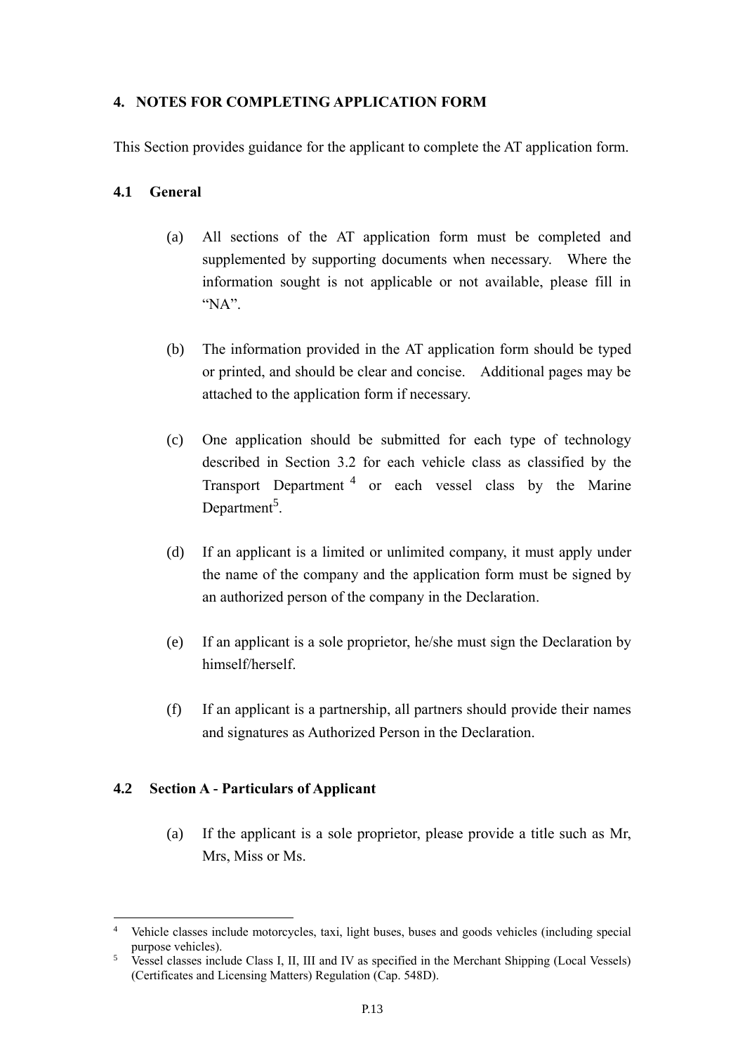## 4. NOTES FOR COMPLETING APPLICATION FORM

This Section provides guidance for the applicant to complete the AT application form.

### 4.1 General

(a) All sections of the AT application form must be completed and supplemented by supporting documents when necessary. Where the information sought is not applicable or not available, please fill in "NA".

(b) The information provided in the AT application form should be typed or printed, and should be clear and concise. Additional pages may be attached to the application form if necessary.

(c) One application should be submitted for each type of technology described in Section 3.2 for each vehicle class as classified by the Transport Department [4] or each vessel class by the Marine Department[5].

(d) If an applicant is a limited or unlimited company, it must apply under the name of the company and the application form must be signed by an authorized person of the company in the Declaration.

(e) If an applicant is a sole proprietor, he/she must sign the Declaration by himself/herself.

(f) If an applicant is a partnership, all partners should provide their names and signatures as Authorized Person in the Declaration.

### 4.2 Section A - Particulars of Applicant

(a) If the applicant is a sole proprietor, please provide a title such as Mr, Mrs, Miss or Ms.

---

[4] Vehicle classes include motorcycles, taxi, light buses, buses and goods vehicles (including special purpose vehicles).

[5] Vessel classes include Class I, II, III and IV as specified in the Merchant Shipping (Local Vessels) (Certificates and Licensing Matters) Regulation (Cap. 548D).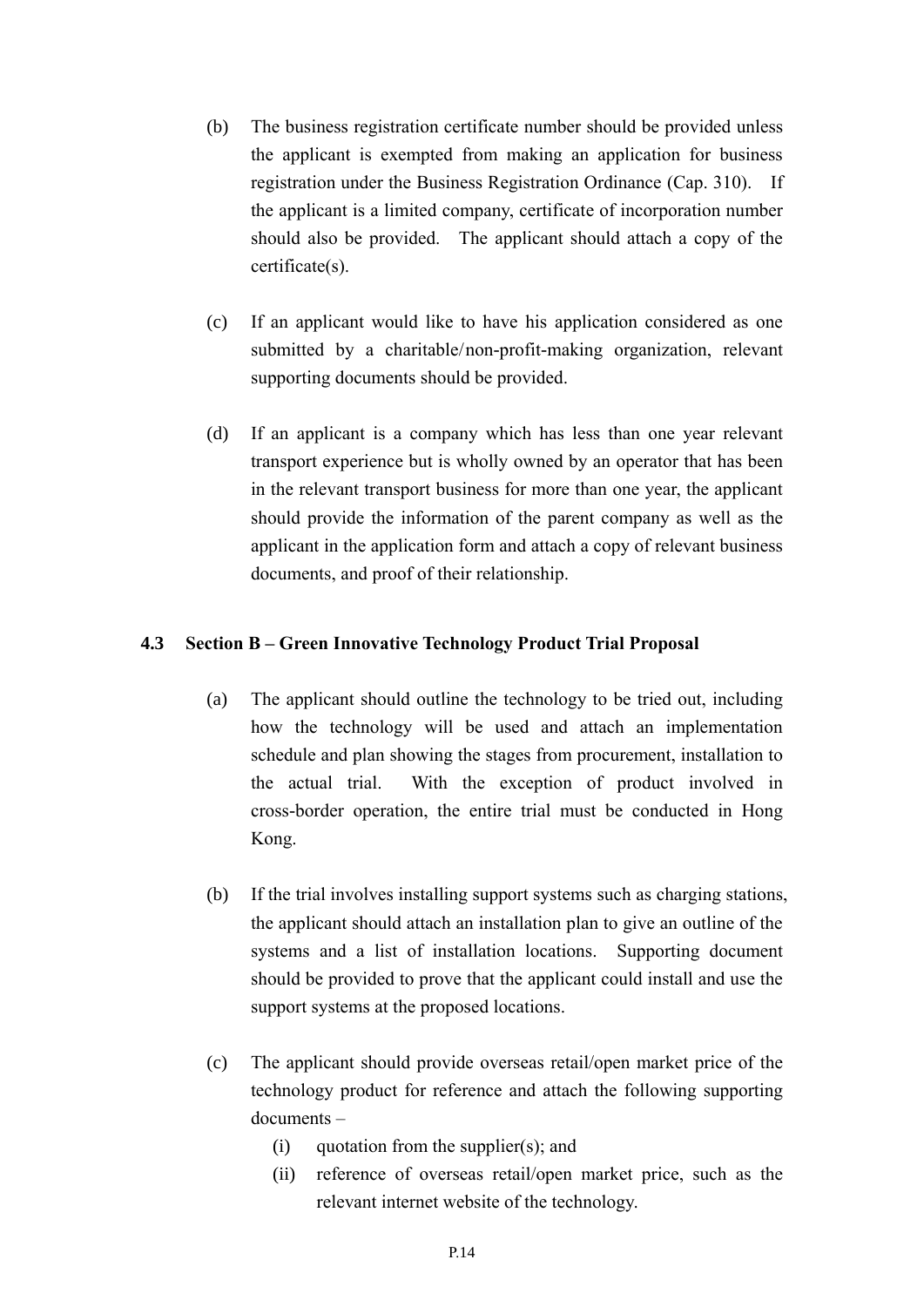(b) The business registration certificate number should be provided unless the applicant is exempted from making an application for business registration under the Business Registration Ordinance (Cap. 310). If the applicant is a limited company, certificate of incorporation number should also be provided. The applicant should attach a copy of the certificate(s).

(c) If an applicant would like to have his application considered as one submitted by a charitable/non-profit-making organization, relevant supporting documents should be provided.

(d) If an applicant is a company which has less than one year relevant transport experience but is wholly owned by an operator that has been in the relevant transport business for more than one year, the applicant should provide the information of the parent company as well as the applicant in the application form and attach a copy of relevant business documents, and proof of their relationship.

### 4.3 Section B – Green Innovative Technology Product Trial Proposal

(a) The applicant should outline the technology to be tried out, including how the technology will be used and attach an implementation schedule and plan showing the stages from procurement, installation to the actual trial. With the exception of product involved in cross-border operation, the entire trial must be conducted in Hong Kong.

(b) If the trial involves installing support systems such as charging stations, the applicant should attach an installation plan to give an outline of the systems and a list of installation locations. Supporting document should be provided to prove that the applicant could install and use the support systems at the proposed locations.

(c) The applicant should provide overseas retail/open market price of the technology product for reference and attach the following supporting documents –

   (i) quotation from the supplier(s); and
   
   (ii) reference of overseas retail/open market price, such as the relevant internet website of the technology.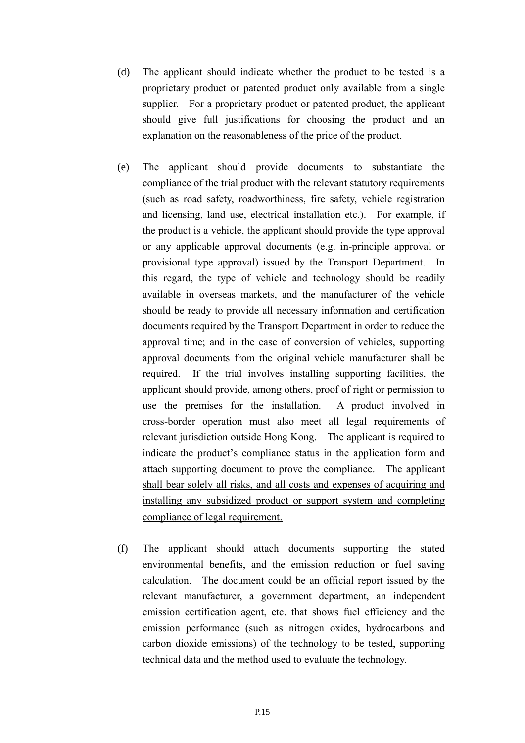(d) The applicant should indicate whether the product to be tested is a proprietary product or patented product only available from a single supplier. For a proprietary product or patented product, the applicant should give full justifications for choosing the product and an explanation on the reasonableness of the price of the product.

(e) The applicant should provide documents to substantiate the compliance of the trial product with the relevant statutory requirements (such as road safety, roadworthiness, fire safety, vehicle registration and licensing, land use, electrical installation etc.). For example, if the product is a vehicle, the applicant should provide the type approval or any applicable approval documents (e.g. in-principle approval or provisional type approval) issued by the Transport Department. In this regard, the type of vehicle and technology should be readily available in overseas markets, and the manufacturer of the vehicle should be ready to provide all necessary information and certification documents required by the Transport Department in order to reduce the approval time; and in the case of conversion of vehicles, supporting approval documents from the original vehicle manufacturer shall be required. If the trial involves installing supporting facilities, the applicant should provide, among others, proof of right or permission to use the premises for the installation. A product involved in cross-border operation must also meet all legal requirements of relevant jurisdiction outside Hong Kong. The applicant is required to indicate the product's compliance status in the application form and attach supporting document to prove the compliance. <u>The applicant shall bear solely all risks, and all costs and expenses of acquiring and installing any subsidized product or support system and completing compliance of legal requirement.</u>

(f) The applicant should attach documents supporting the stated environmental benefits, and the emission reduction or fuel saving calculation. The document could be an official report issued by the relevant manufacturer, a government department, an independent emission certification agent, etc. that shows fuel efficiency and the emission performance (such as nitrogen oxides, hydrocarbons and carbon dioxide emissions) of the technology to be tested, supporting technical data and the method used to evaluate the technology.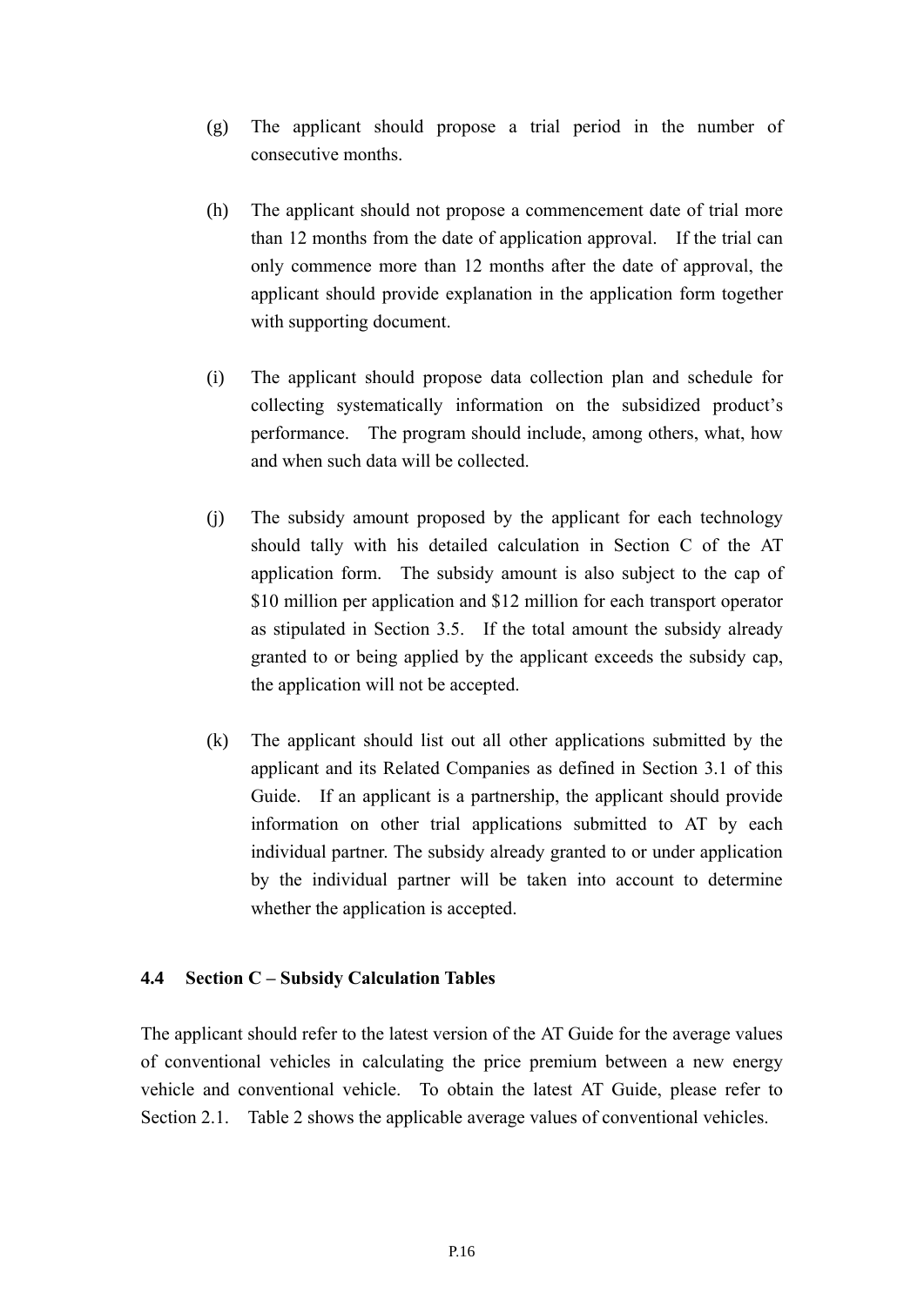(g) The applicant should propose a trial period in the number of consecutive months.

(h) The applicant should not propose a commencement date of trial more than 12 months from the date of application approval. If the trial can only commence more than 12 months after the date of approval, the applicant should provide explanation in the application form together with supporting document.

(i) The applicant should propose data collection plan and schedule for collecting systematically information on the subsidized product's performance. The program should include, among others, what, how and when such data will be collected.

(j) The subsidy amount proposed by the applicant for each technology should tally with his detailed calculation in Section C of the AT application form. The subsidy amount is also subject to the cap of $10 million per application and $12 million for each transport operator as stipulated in Section 3.5. If the total amount the subsidy already granted to or being applied by the applicant exceeds the subsidy cap, the application will not be accepted.

(k) The applicant should list out all other applications submitted by the applicant and its Related Companies as defined in Section 3.1 of this Guide. If an applicant is a partnership, the applicant should provide information on other trial applications submitted to AT by each individual partner. The subsidy already granted to or under application by the individual partner will be taken into account to determine whether the application is accepted.

### 4.4 Section C – Subsidy Calculation Tables

The applicant should refer to the latest version of the AT Guide for the average values of conventional vehicles in calculating the price premium between a new energy vehicle and conventional vehicle. To obtain the latest AT Guide, please refer to Section 2.1. Table 2 shows the applicable average values of conventional vehicles.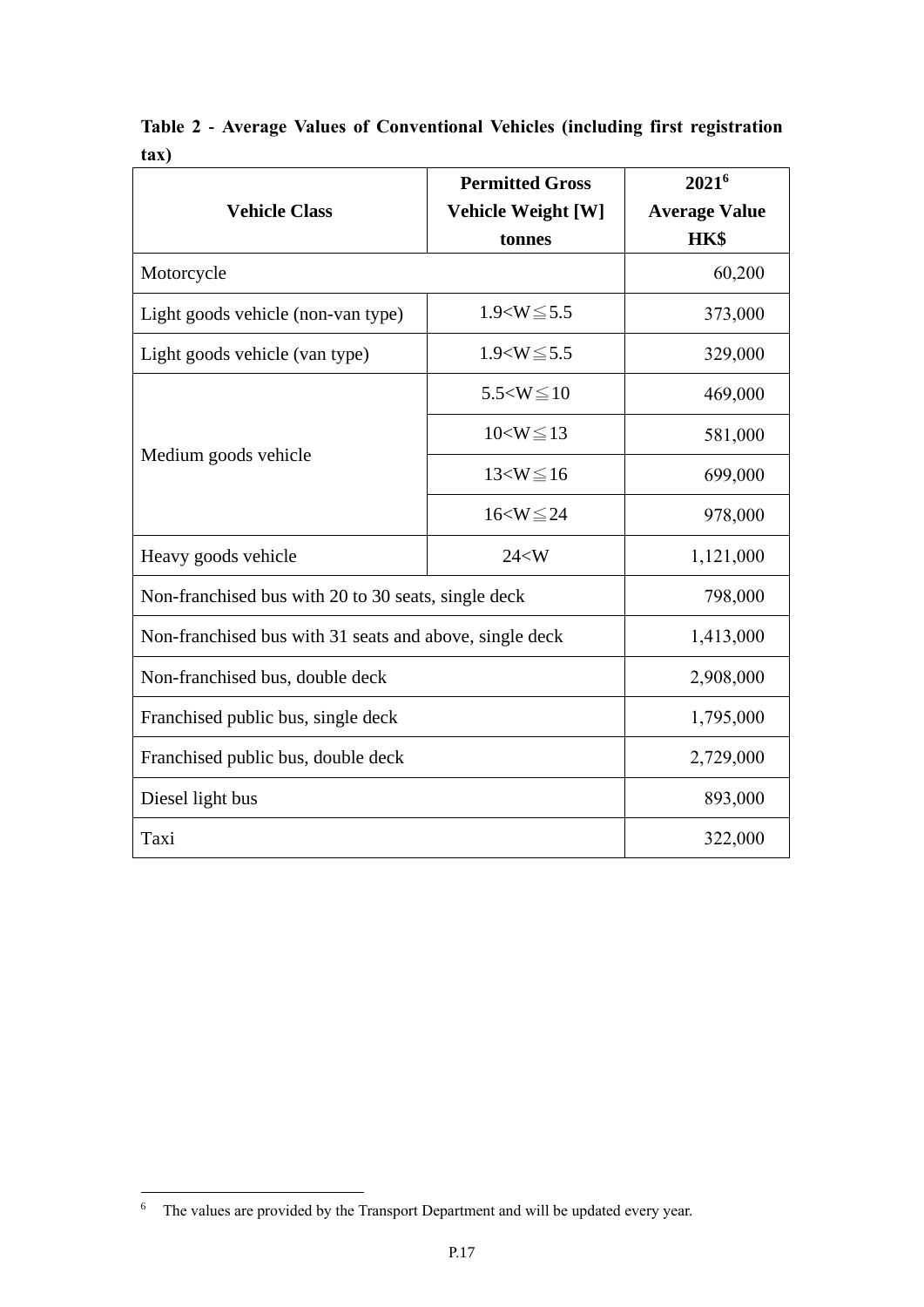**Table 2 - Average Values of Conventional Vehicles (including first registration tax)**

| Vehicle Class | Permitted Gross Vehicle Weight [W] tonnes | 2021[6] Average Value HK$ |
|---|---|---|
| Motorcycle | | 60,200 |
| Light goods vehicle (non-van type) | 1.9<W≦5.5 | 373,000 |
| Light goods vehicle (van type) | 1.9<W≦5.5 | 329,000 |
| Medium goods vehicle | 5.5<W≦10 | 469,000 |
| | 10<W≦13 | 581,000 |
| | 13<W≦16 | 699,000 |
| | 16<W≦24 | 978,000 |
| Heavy goods vehicle | 24<W | 1,121,000 |
| Non-franchised bus with 20 to 30 seats, single deck | | 798,000 |
| Non-franchised bus with 31 seats and above, single deck | | 1,413,000 |
| Non-franchised bus, double deck | | 2,908,000 |
| Franchised public bus, single deck | | 1,795,000 |
| Franchised public bus, double deck | | 2,729,000 |
| Diesel light bus | | 893,000 |
| Taxi | | 322,000 |

[6] The values are provided by the Transport Department and will be updated every year.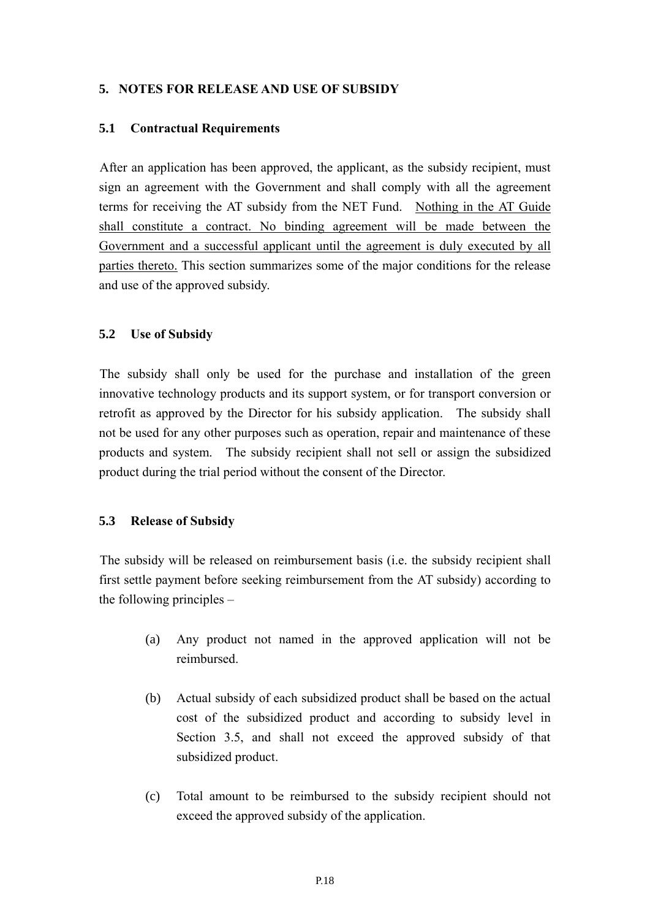## 5. NOTES FOR RELEASE AND USE OF SUBSIDY

### 5.1 Contractual Requirements

After an application has been approved, the applicant, as the subsidy recipient, must sign an agreement with the Government and shall comply with all the agreement terms for receiving the AT subsidy from the NET Fund. <u>Nothing in the AT Guide shall constitute a contract. No binding agreement will be made between the Government and a successful applicant until the agreement is duly executed by all parties thereto.</u> This section summarizes some of the major conditions for the release and use of the approved subsidy.

### 5.2 Use of Subsidy

The subsidy shall only be used for the purchase and installation of the green innovative technology products and its support system, or for transport conversion or retrofit as approved by the Director for his subsidy application. The subsidy shall not be used for any other purposes such as operation, repair and maintenance of these products and system. The subsidy recipient shall not sell or assign the subsidized product during the trial period without the consent of the Director.

### 5.3 Release of Subsidy

The subsidy will be released on reimbursement basis (i.e. the subsidy recipient shall first settle payment before seeking reimbursement from the AT subsidy) according to the following principles –

(a) Any product not named in the approved application will not be reimbursed.

(b) Actual subsidy of each subsidized product shall be based on the actual cost of the subsidized product and according to subsidy level in Section 3.5, and shall not exceed the approved subsidy of that subsidized product.

(c) Total amount to be reimbursed to the subsidy recipient should not exceed the approved subsidy of the application.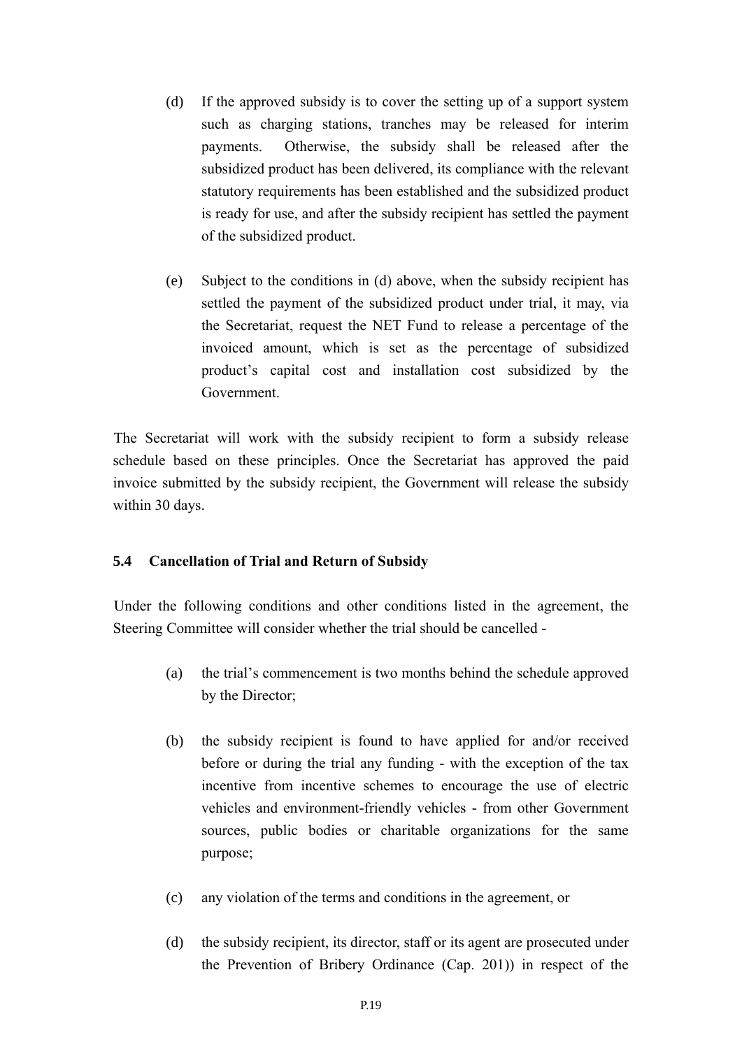(d) If the approved subsidy is to cover the setting up of a support system such as charging stations, tranches may be released for interim payments. Otherwise, the subsidy shall be released after the subsidized product has been delivered, its compliance with the relevant statutory requirements has been established and the subsidized product is ready for use, and after the subsidy recipient has settled the payment of the subsidized product.

(e) Subject to the conditions in (d) above, when the subsidy recipient has settled the payment of the subsidized product under trial, it may, via the Secretariat, request the NET Fund to release a percentage of the invoiced amount, which is set as the percentage of subsidized product's capital cost and installation cost subsidized by the Government.

The Secretariat will work with the subsidy recipient to form a subsidy release schedule based on these principles. Once the Secretariat has approved the paid invoice submitted by the subsidy recipient, the Government will release the subsidy within 30 days.

### 5.4 Cancellation of Trial and Return of Subsidy

Under the following conditions and other conditions listed in the agreement, the Steering Committee will consider whether the trial should be cancelled -

(a) the trial's commencement is two months behind the schedule approved by the Director;

(b) the subsidy recipient is found to have applied for and/or received before or during the trial any funding - with the exception of the tax incentive from incentive schemes to encourage the use of electric vehicles and environment-friendly vehicles - from other Government sources, public bodies or charitable organizations for the same purpose;

(c) any violation of the terms and conditions in the agreement, or

(d) the subsidy recipient, its director, staff or its agent are prosecuted under the Prevention of Bribery Ordinance (Cap. 201)) in respect of the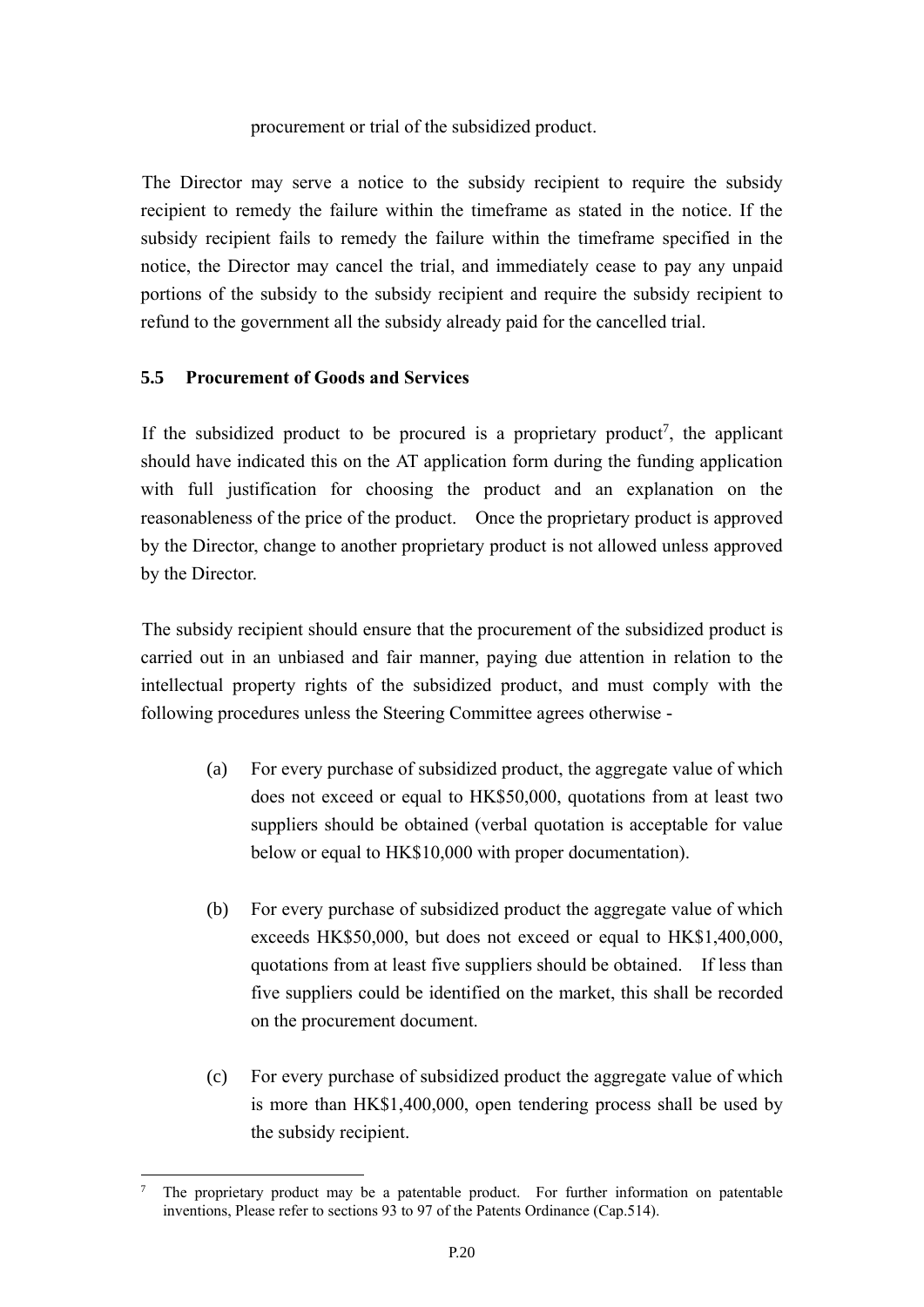procurement or trial of the subsidized product.

The Director may serve a notice to the subsidy recipient to require the subsidy recipient to remedy the failure within the timeframe as stated in the notice. If the subsidy recipient fails to remedy the failure within the timeframe specified in the notice, the Director may cancel the trial, and immediately cease to pay any unpaid portions of the subsidy to the subsidy recipient and require the subsidy recipient to refund to the government all the subsidy already paid for the cancelled trial.

### 5.5 Procurement of Goods and Services

If the subsidized product to be procured is a proprietary product[7], the applicant should have indicated this on the AT application form during the funding application with full justification for choosing the product and an explanation on the reasonableness of the price of the product. Once the proprietary product is approved by the Director, change to another proprietary product is not allowed unless approved by the Director.

The subsidy recipient should ensure that the procurement of the subsidized product is carried out in an unbiased and fair manner, paying due attention in relation to the intellectual property rights of the subsidized product, and must comply with the following procedures unless the Steering Committee agrees otherwise -

(a) For every purchase of subsidized product, the aggregate value of which does not exceed or equal to HK$50,000, quotations from at least two suppliers should be obtained (verbal quotation is acceptable for value below or equal to HK$10,000 with proper documentation).

(b) For every purchase of subsidized product the aggregate value of which exceeds HK$50,000, but does not exceed or equal to HK$1,400,000, quotations from at least five suppliers should be obtained. If less than five suppliers could be identified on the market, this shall be recorded on the procurement document.

(c) For every purchase of subsidized product the aggregate value of which is more than HK$1,400,000, open tendering process shall be used by the subsidy recipient.

---

[7] The proprietary product may be a patentable product. For further information on patentable inventions, Please refer to sections 93 to 97 of the Patents Ordinance (Cap.514).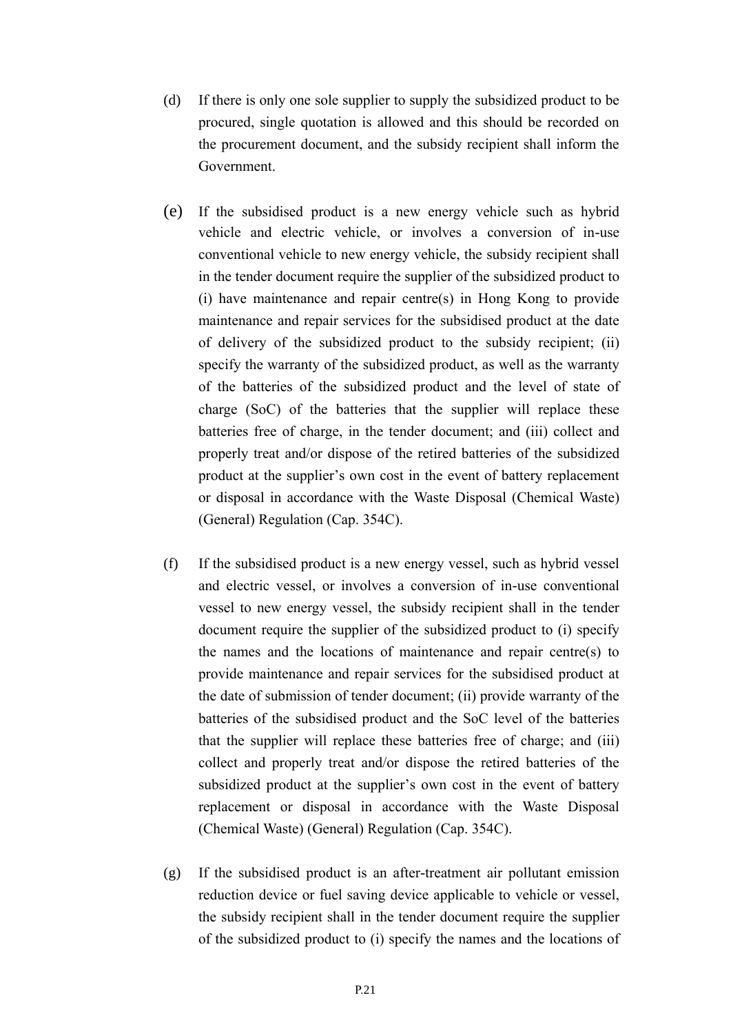(d) If there is only one sole supplier to supply the subsidized product to be procured, single quotation is allowed and this should be recorded on the procurement document, and the subsidy recipient shall inform the Government.

(e) If the subsidised product is a new energy vehicle such as hybrid vehicle and electric vehicle, or involves a conversion of in-use conventional vehicle to new energy vehicle, the subsidy recipient shall in the tender document require the supplier of the subsidized product to (i) have maintenance and repair centre(s) in Hong Kong to provide maintenance and repair services for the subsidised product at the date of delivery of the subsidized product to the subsidy recipient; (ii) specify the warranty of the subsidized product, as well as the warranty of the batteries of the subsidized product and the level of state of charge (SoC) of the batteries that the supplier will replace these batteries free of charge, in the tender document; and (iii) collect and properly treat and/or dispose of the retired batteries of the subsidized product at the supplier's own cost in the event of battery replacement or disposal in accordance with the Waste Disposal (Chemical Waste) (General) Regulation (Cap. 354C).

(f) If the subsidised product is a new energy vessel, such as hybrid vessel and electric vessel, or involves a conversion of in-use conventional vessel to new energy vessel, the subsidy recipient shall in the tender document require the supplier of the subsidized product to (i) specify the names and the locations of maintenance and repair centre(s) to provide maintenance and repair services for the subsidised product at the date of submission of tender document; (ii) provide warranty of the batteries of the subsidised product and the SoC level of the batteries that the supplier will replace these batteries free of charge; and (iii) collect and properly treat and/or dispose the retired batteries of the subsidized product at the supplier's own cost in the event of battery replacement or disposal in accordance with the Waste Disposal (Chemical Waste) (General) Regulation (Cap. 354C).

(g) If the subsidised product is an after-treatment air pollutant emission reduction device or fuel saving device applicable to vehicle or vessel, the subsidy recipient shall in the tender document require the supplier of the subsidized product to (i) specify the names and the locations of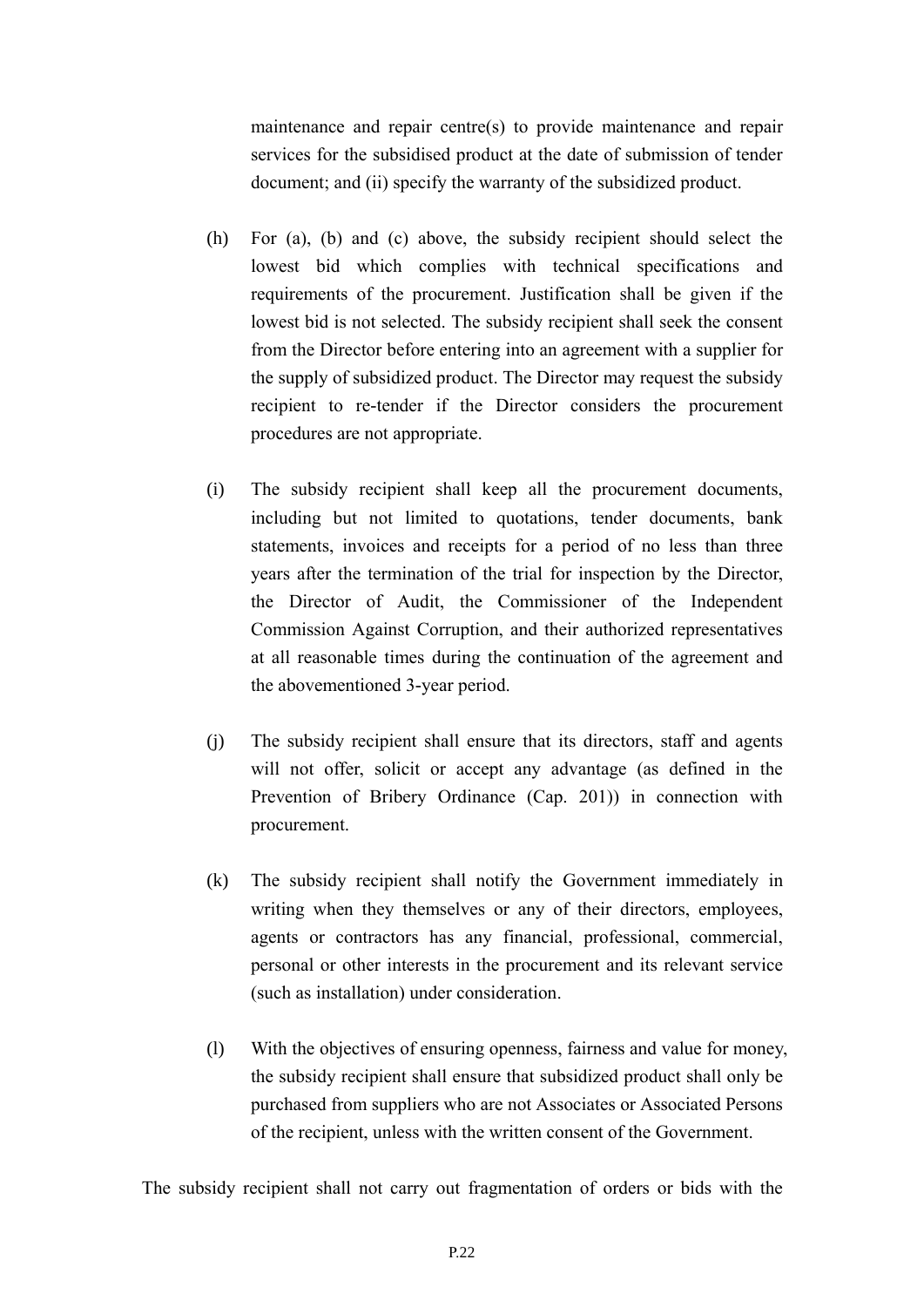maintenance and repair centre(s) to provide maintenance and repair services for the subsidised product at the date of submission of tender document; and (ii) specify the warranty of the subsidized product.

(h) For (a), (b) and (c) above, the subsidy recipient should select the lowest bid which complies with technical specifications and requirements of the procurement. Justification shall be given if the lowest bid is not selected. The subsidy recipient shall seek the consent from the Director before entering into an agreement with a supplier for the supply of subsidized product. The Director may request the subsidy recipient to re-tender if the Director considers the procurement procedures are not appropriate.

(i) The subsidy recipient shall keep all the procurement documents, including but not limited to quotations, tender documents, bank statements, invoices and receipts for a period of no less than three years after the termination of the trial for inspection by the Director, the Director of Audit, the Commissioner of the Independent Commission Against Corruption, and their authorized representatives at all reasonable times during the continuation of the agreement and the abovementioned 3-year period.

(j) The subsidy recipient shall ensure that its directors, staff and agents will not offer, solicit or accept any advantage (as defined in the Prevention of Bribery Ordinance (Cap. 201)) in connection with procurement.

(k) The subsidy recipient shall notify the Government immediately in writing when they themselves or any of their directors, employees, agents or contractors has any financial, professional, commercial, personal or other interests in the procurement and its relevant service (such as installation) under consideration.

(l) With the objectives of ensuring openness, fairness and value for money, the subsidy recipient shall ensure that subsidized product shall only be purchased from suppliers who are not Associates or Associated Persons of the recipient, unless with the written consent of the Government.

The subsidy recipient shall not carry out fragmentation of orders or bids with the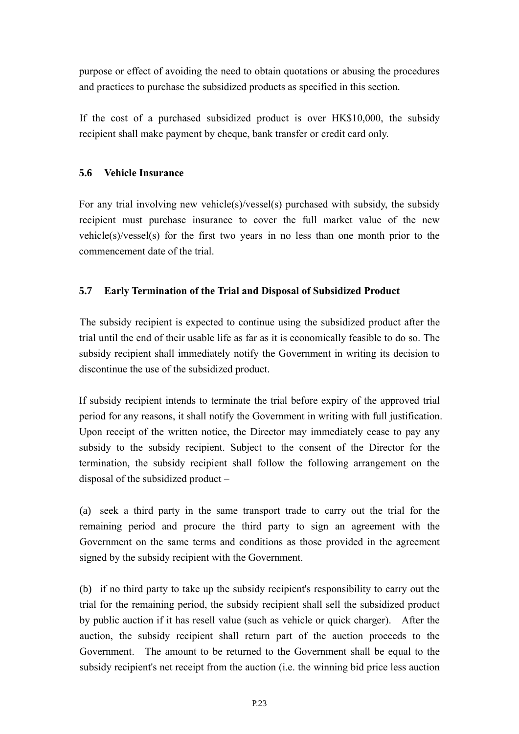purpose or effect of avoiding the need to obtain quotations or abusing the procedures and practices to purchase the subsidized products as specified in this section.

If the cost of a purchased subsidized product is over HK$10,000, the subsidy recipient shall make payment by cheque, bank transfer or credit card only.

### 5.6 Vehicle Insurance

For any trial involving new vehicle(s)/vessel(s) purchased with subsidy, the subsidy recipient must purchase insurance to cover the full market value of the new vehicle(s)/vessel(s) for the first two years in no less than one month prior to the commencement date of the trial.

### 5.7 Early Termination of the Trial and Disposal of Subsidized Product

The subsidy recipient is expected to continue using the subsidized product after the trial until the end of their usable life as far as it is economically feasible to do so. The subsidy recipient shall immediately notify the Government in writing its decision to discontinue the use of the subsidized product.

If subsidy recipient intends to terminate the trial before expiry of the approved trial period for any reasons, it shall notify the Government in writing with full justification. Upon receipt of the written notice, the Director may immediately cease to pay any subsidy to the subsidy recipient. Subject to the consent of the Director for the termination, the subsidy recipient shall follow the following arrangement on the disposal of the subsidized product –

(a) seek a third party in the same transport trade to carry out the trial for the remaining period and procure the third party to sign an agreement with the Government on the same terms and conditions as those provided in the agreement signed by the subsidy recipient with the Government.

(b) if no third party to take up the subsidy recipient's responsibility to carry out the trial for the remaining period, the subsidy recipient shall sell the subsidized product by public auction if it has resell value (such as vehicle or quick charger). After the auction, the subsidy recipient shall return part of the auction proceeds to the Government. The amount to be returned to the Government shall be equal to the subsidy recipient's net receipt from the auction (i.e. the winning bid price less auction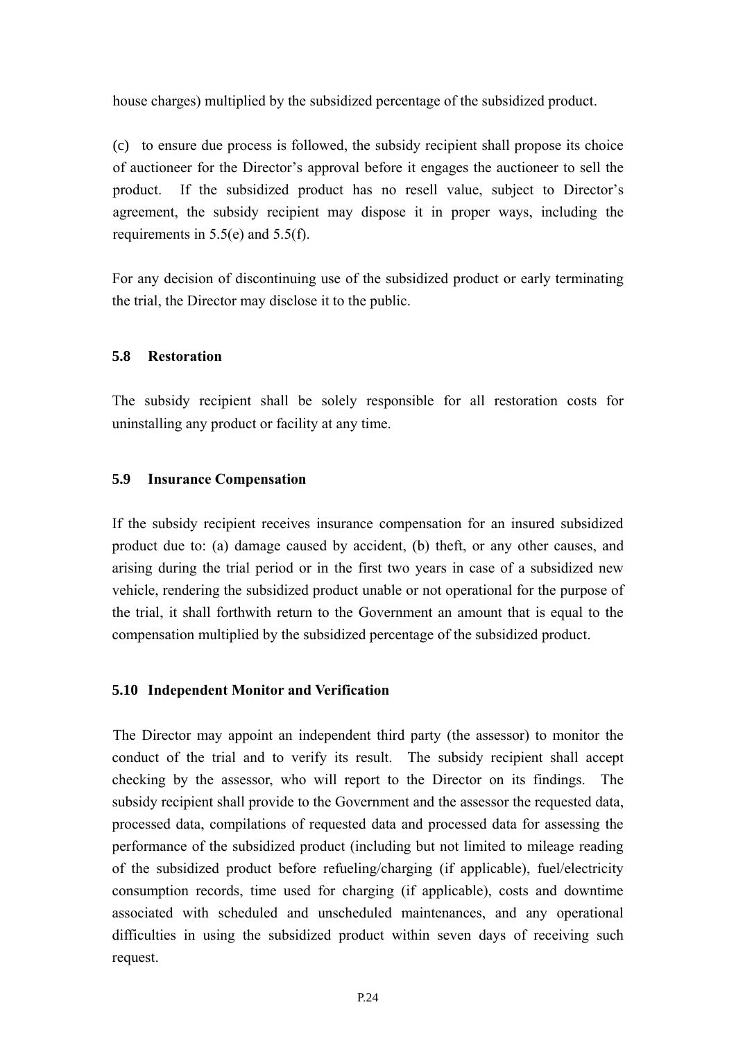house charges) multiplied by the subsidized percentage of the subsidized product.

(c) to ensure due process is followed, the subsidy recipient shall propose its choice of auctioneer for the Director's approval before it engages the auctioneer to sell the product. If the subsidized product has no resell value, subject to Director's agreement, the subsidy recipient may dispose it in proper ways, including the requirements in 5.5(e) and 5.5(f).

For any decision of discontinuing use of the subsidized product or early terminating the trial, the Director may disclose it to the public.

### 5.8 Restoration

The subsidy recipient shall be solely responsible for all restoration costs for uninstalling any product or facility at any time.

### 5.9 Insurance Compensation

If the subsidy recipient receives insurance compensation for an insured subsidized product due to: (a) damage caused by accident, (b) theft, or any other causes, and arising during the trial period or in the first two years in case of a subsidized new vehicle, rendering the subsidized product unable or not operational for the purpose of the trial, it shall forthwith return to the Government an amount that is equal to the compensation multiplied by the subsidized percentage of the subsidized product.

### 5.10 Independent Monitor and Verification

The Director may appoint an independent third party (the assessor) to monitor the conduct of the trial and to verify its result. The subsidy recipient shall accept checking by the assessor, who will report to the Director on its findings. The subsidy recipient shall provide to the Government and the assessor the requested data, processed data, compilations of requested data and processed data for assessing the performance of the subsidized product (including but not limited to mileage reading of the subsidized product before refueling/charging (if applicable), fuel/electricity consumption records, time used for charging (if applicable), costs and downtime associated with scheduled and unscheduled maintenances, and any operational difficulties in using the subsidized product within seven days of receiving such request.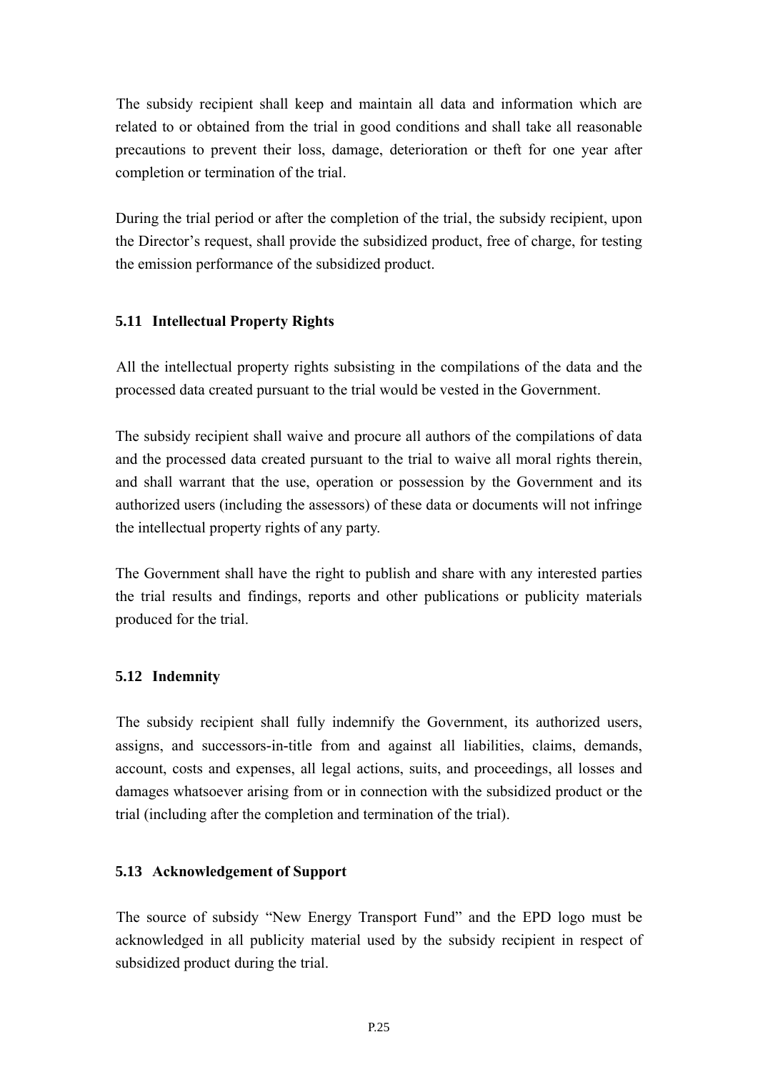The subsidy recipient shall keep and maintain all data and information which are related to or obtained from the trial in good conditions and shall take all reasonable precautions to prevent their loss, damage, deterioration or theft for one year after completion or termination of the trial.

During the trial period or after the completion of the trial, the subsidy recipient, upon the Director's request, shall provide the subsidized product, free of charge, for testing the emission performance of the subsidized product.

### 5.11 Intellectual Property Rights

All the intellectual property rights subsisting in the compilations of the data and the processed data created pursuant to the trial would be vested in the Government.

The subsidy recipient shall waive and procure all authors of the compilations of data and the processed data created pursuant to the trial to waive all moral rights therein, and shall warrant that the use, operation or possession by the Government and its authorized users (including the assessors) of these data or documents will not infringe the intellectual property rights of any party.

The Government shall have the right to publish and share with any interested parties the trial results and findings, reports and other publications or publicity materials produced for the trial.

### 5.12 Indemnity

The subsidy recipient shall fully indemnify the Government, its authorized users, assigns, and successors-in-title from and against all liabilities, claims, demands, account, costs and expenses, all legal actions, suits, and proceedings, all losses and damages whatsoever arising from or in connection with the subsidized product or the trial (including after the completion and termination of the trial).

### 5.13 Acknowledgement of Support

The source of subsidy "New Energy Transport Fund" and the EPD logo must be acknowledged in all publicity material used by the subsidy recipient in respect of subsidized product during the trial.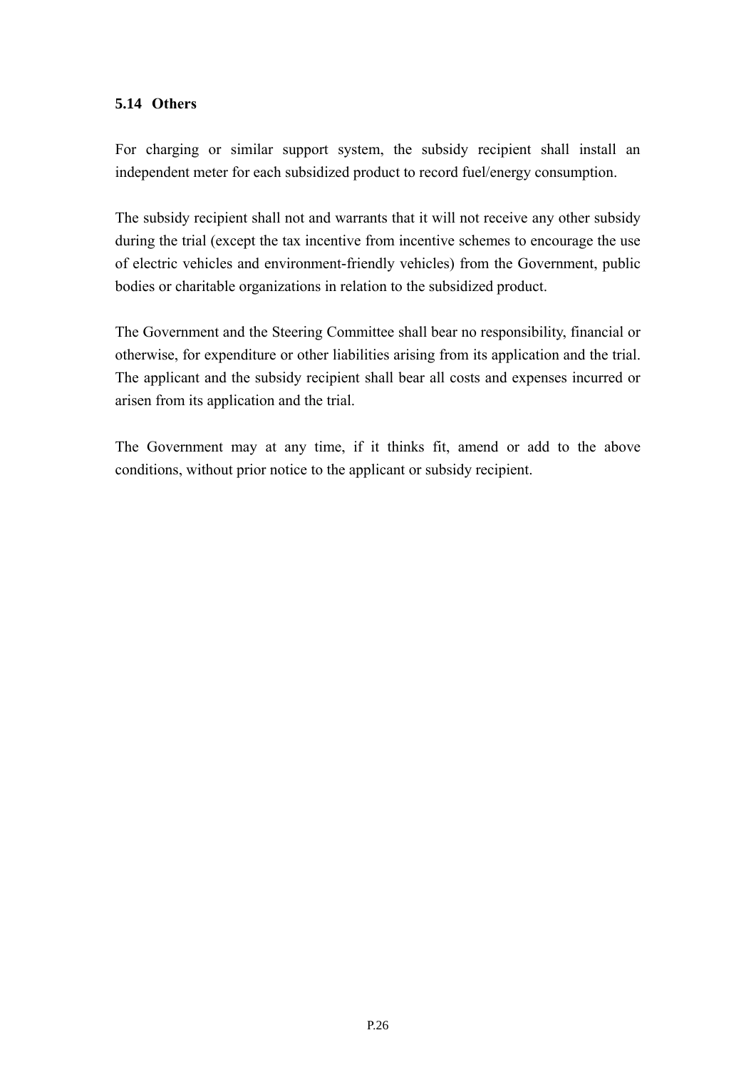### 5.14 Others

For charging or similar support system, the subsidy recipient shall install an independent meter for each subsidized product to record fuel/energy consumption.

The subsidy recipient shall not and warrants that it will not receive any other subsidy during the trial (except the tax incentive from incentive schemes to encourage the use of electric vehicles and environment-friendly vehicles) from the Government, public bodies or charitable organizations in relation to the subsidized product.

The Government and the Steering Committee shall bear no responsibility, financial or otherwise, for expenditure or other liabilities arising from its application and the trial. The applicant and the subsidy recipient shall bear all costs and expenses incurred or arisen from its application and the trial.

The Government may at any time, if it thinks fit, amend or add to the above conditions, without prior notice to the applicant or subsidy recipient.